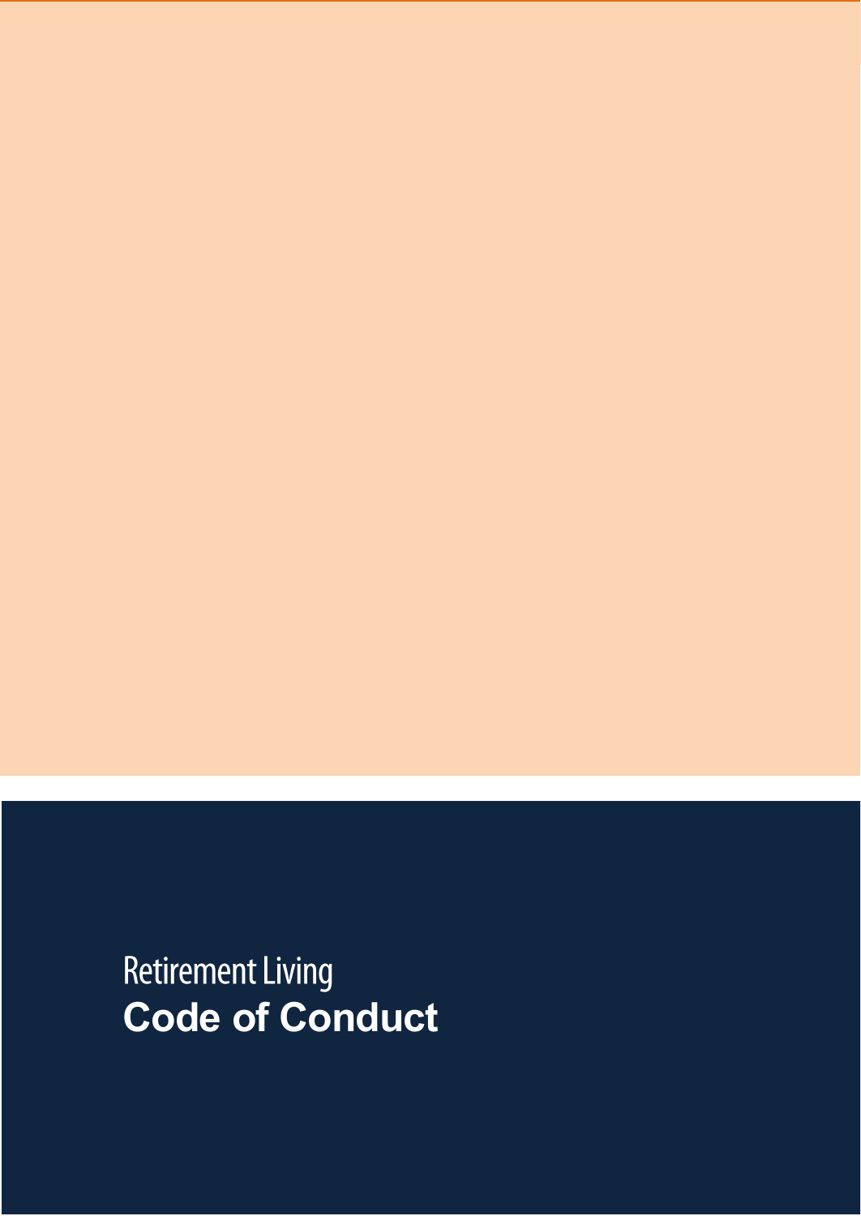Retirement Living

# Code of Conduct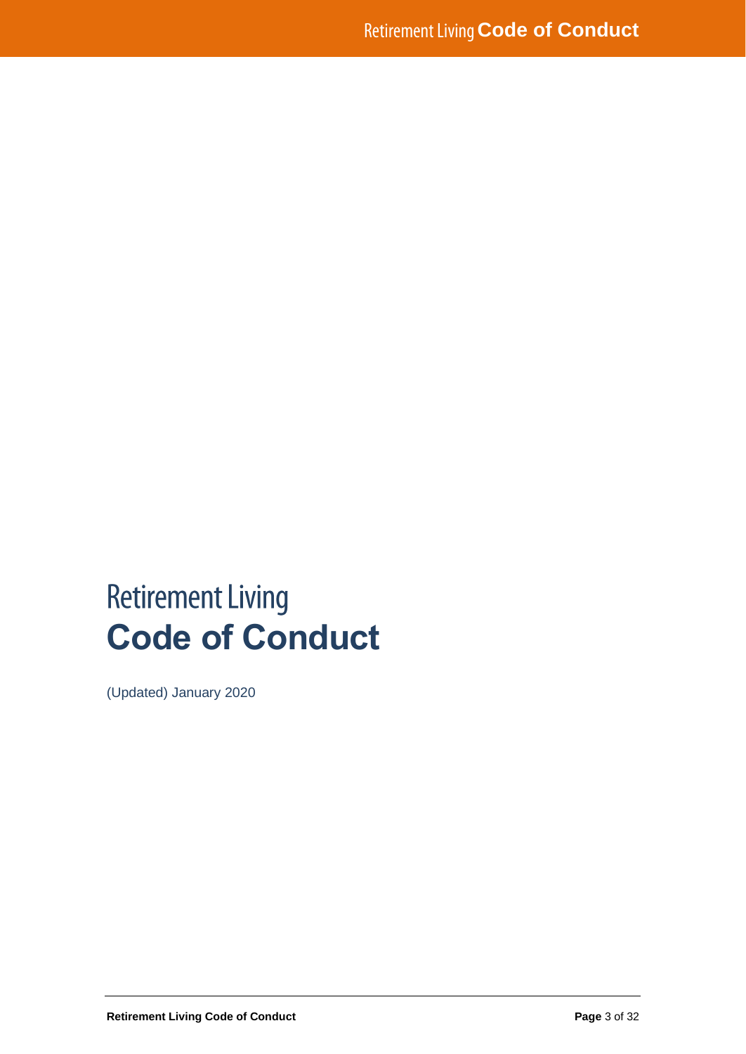# Retirement Living
# **Code of Conduct**

(Updated) January 2020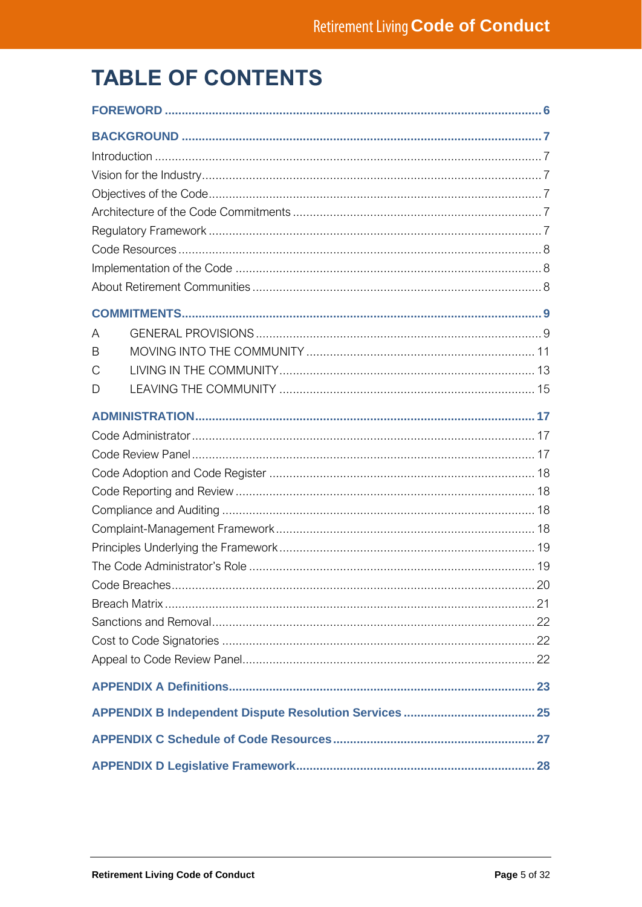# TABLE OF CONTENTS

**FOREWORD** ..... 6

**BACKGROUND** ..... 7

Introduction ..... 7

Vision for the Industry ..... 7

Objectives of the Code ..... 7

Architecture of the Code Commitments ..... 7

Regulatory Framework ..... 7

Code Resources ..... 8

Implementation of the Code ..... 8

About Retirement Communities ..... 8

**COMMITMENTS** ..... 9

A GENERAL PROVISIONS ..... 9

B MOVING INTO THE COMMUNITY ..... 11

C LIVING IN THE COMMUNITY ..... 13

D LEAVING THE COMMUNITY ..... 15

**ADMINISTRATION** ..... 17

Code Administrator ..... 17

Code Review Panel ..... 17

Code Adoption and Code Register ..... 18

Code Reporting and Review ..... 18

Compliance and Auditing ..... 18

Complaint-Management Framework ..... 18

Principles Underlying the Framework ..... 19

The Code Administrator's Role ..... 19

Code Breaches ..... 20

Breach Matrix ..... 21

Sanctions and Removal ..... 22

Cost to Code Signatories ..... 22

Appeal to Code Review Panel ..... 22

**APPENDIX A Definitions** ..... 23

**APPENDIX B Independent Dispute Resolution Services** ..... 25

**APPENDIX C Schedule of Code Resources** ..... 27

**APPENDIX D Legislative Framework** ..... 28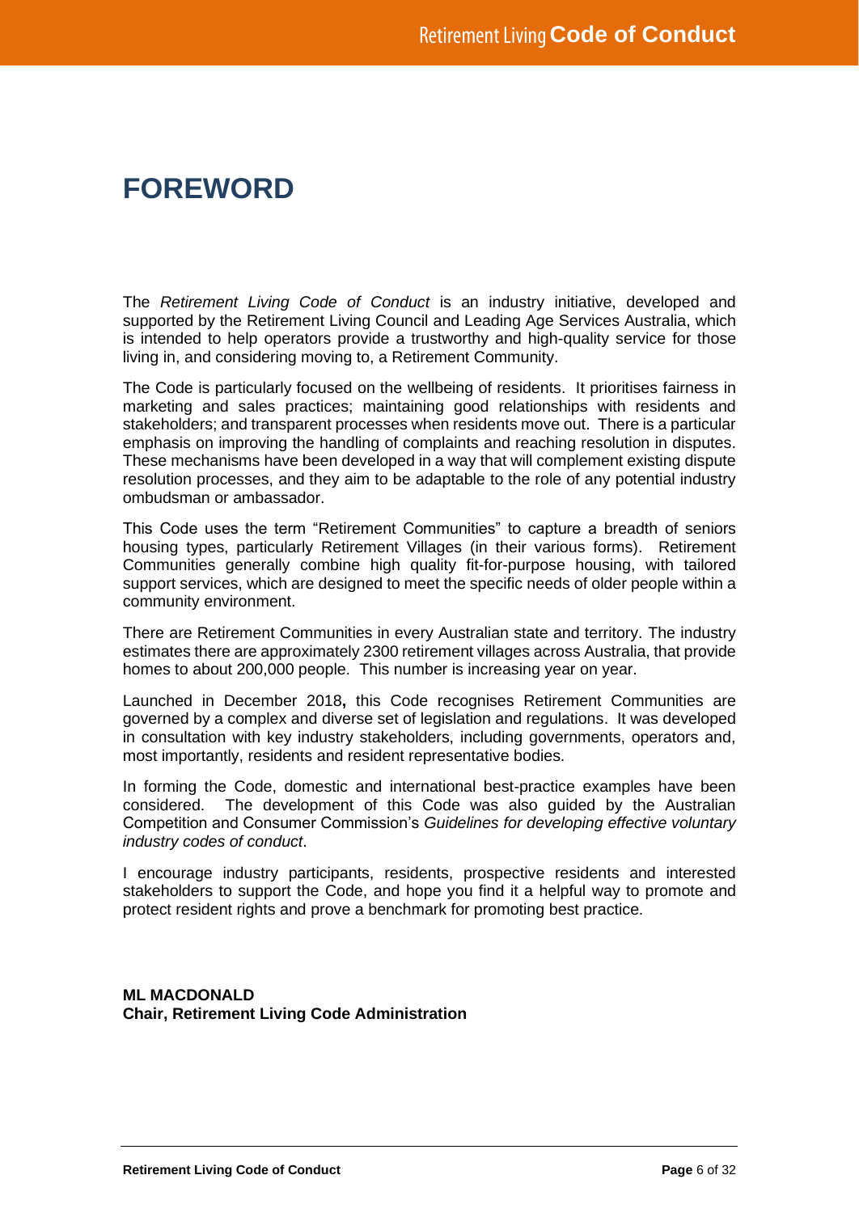# FOREWORD

The *Retirement Living Code of Conduct* is an industry initiative, developed and supported by the Retirement Living Council and Leading Age Services Australia, which is intended to help operators provide a trustworthy and high-quality service for those living in, and considering moving to, a Retirement Community.

The Code is particularly focused on the wellbeing of residents. It prioritises fairness in marketing and sales practices; maintaining good relationships with residents and stakeholders; and transparent processes when residents move out. There is a particular emphasis on improving the handling of complaints and reaching resolution in disputes. These mechanisms have been developed in a way that will complement existing dispute resolution processes, and they aim to be adaptable to the role of any potential industry ombudsman or ambassador.

This Code uses the term "Retirement Communities" to capture a breadth of seniors housing types, particularly Retirement Villages (in their various forms). Retirement Communities generally combine high quality fit-for-purpose housing, with tailored support services, which are designed to meet the specific needs of older people within a community environment.

There are Retirement Communities in every Australian state and territory. The industry estimates there are approximately 2300 retirement villages across Australia, that provide homes to about 200,000 people. This number is increasing year on year.

Launched in December 2018**,** this Code recognises Retirement Communities are governed by a complex and diverse set of legislation and regulations. It was developed in consultation with key industry stakeholders, including governments, operators and, most importantly, residents and resident representative bodies.

In forming the Code, domestic and international best-practice examples have been considered. The development of this Code was also guided by the Australian Competition and Consumer Commission's *Guidelines for developing effective voluntary industry codes of conduct*.

I encourage industry participants, residents, prospective residents and interested stakeholders to support the Code, and hope you find it a helpful way to promote and protect resident rights and prove a benchmark for promoting best practice.

**ML MACDONALD**
**Chair, Retirement Living Code Administration**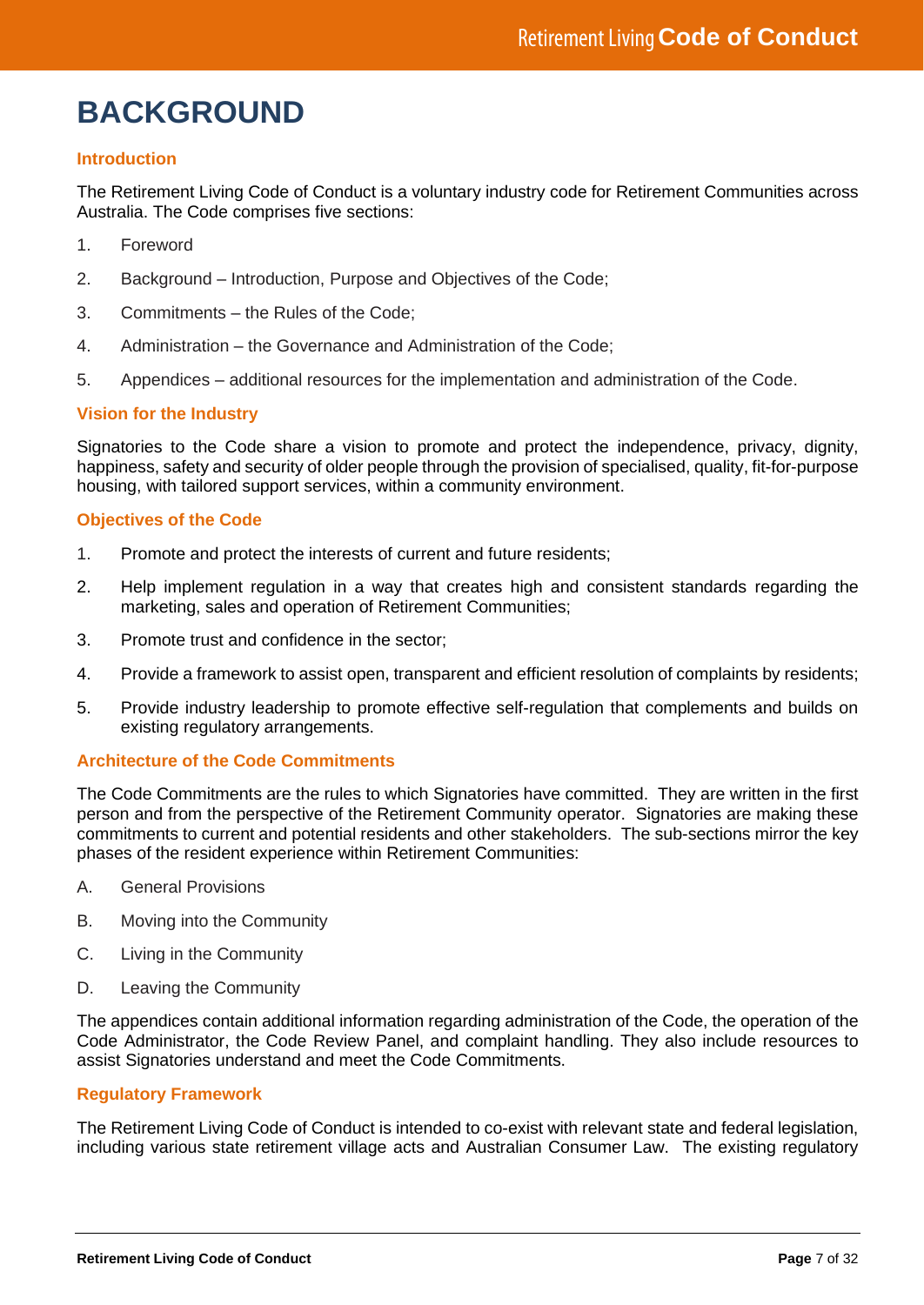# BACKGROUND

## Introduction

The Retirement Living Code of Conduct is a voluntary industry code for Retirement Communities across Australia. The Code comprises five sections:

1. Foreword
2. Background – Introduction, Purpose and Objectives of the Code;
3. Commitments – the Rules of the Code;
4. Administration – the Governance and Administration of the Code;
5. Appendices – additional resources for the implementation and administration of the Code.

## Vision for the Industry

Signatories to the Code share a vision to promote and protect the independence, privacy, dignity, happiness, safety and security of older people through the provision of specialised, quality, fit-for-purpose housing, with tailored support services, within a community environment.

## Objectives of the Code

1. Promote and protect the interests of current and future residents;
2. Help implement regulation in a way that creates high and consistent standards regarding the marketing, sales and operation of Retirement Communities;
3. Promote trust and confidence in the sector;
4. Provide a framework to assist open, transparent and efficient resolution of complaints by residents;
5. Provide industry leadership to promote effective self-regulation that complements and builds on existing regulatory arrangements.

## Architecture of the Code Commitments

The Code Commitments are the rules to which Signatories have committed. They are written in the first person and from the perspective of the Retirement Community operator. Signatories are making these commitments to current and potential residents and other stakeholders. The sub-sections mirror the key phases of the resident experience within Retirement Communities:

A. General Provisions

B. Moving into the Community

C. Living in the Community

D. Leaving the Community

The appendices contain additional information regarding administration of the Code, the operation of the Code Administrator, the Code Review Panel, and complaint handling. They also include resources to assist Signatories understand and meet the Code Commitments.

## Regulatory Framework

The Retirement Living Code of Conduct is intended to co-exist with relevant state and federal legislation, including various state retirement village acts and Australian Consumer Law. The existing regulatory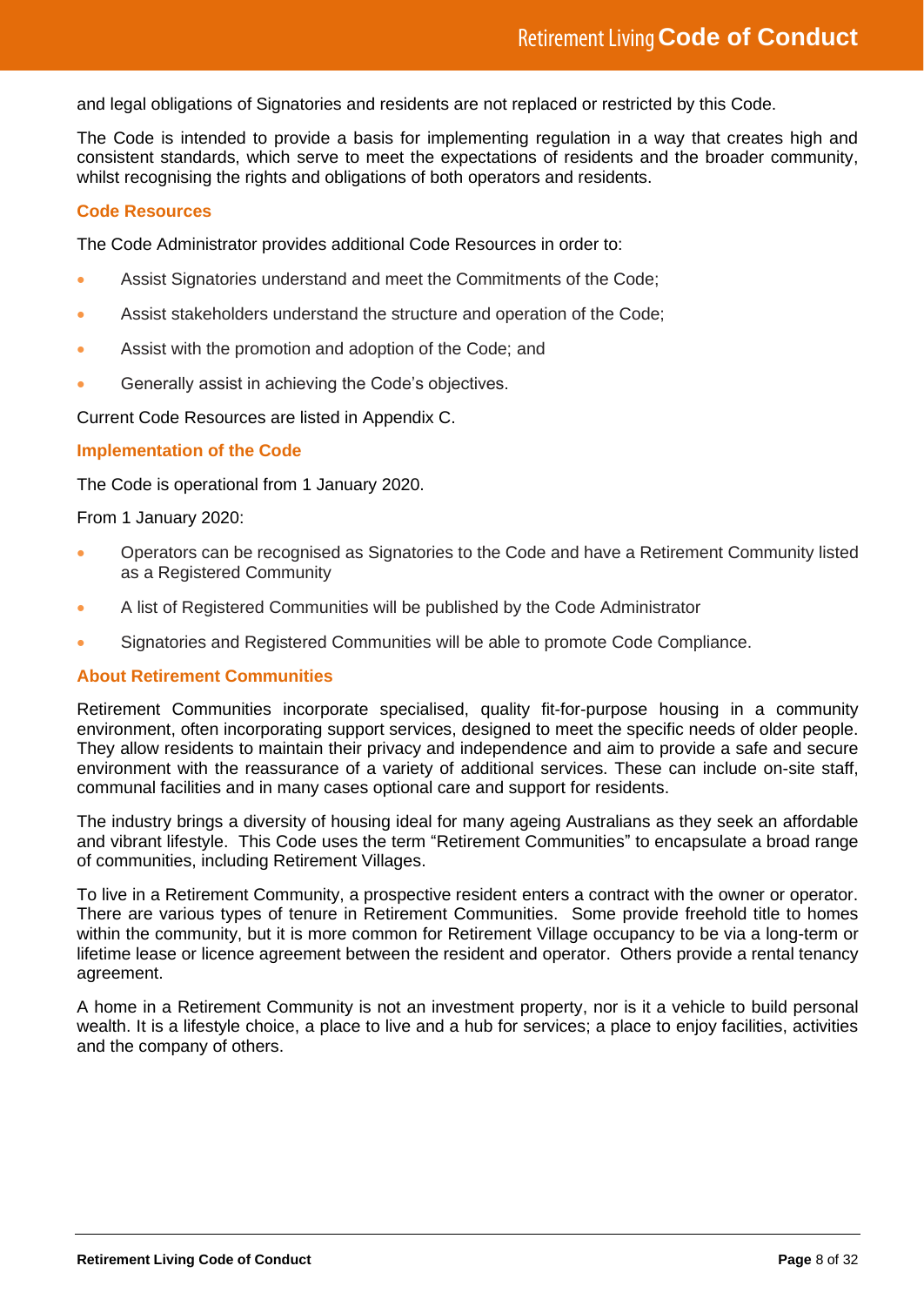and legal obligations of Signatories and residents are not replaced or restricted by this Code.

The Code is intended to provide a basis for implementing regulation in a way that creates high and consistent standards, which serve to meet the expectations of residents and the broader community, whilst recognising the rights and obligations of both operators and residents.

### Code Resources

The Code Administrator provides additional Code Resources in order to:

- Assist Signatories understand and meet the Commitments of the Code;
- Assist stakeholders understand the structure and operation of the Code;
- Assist with the promotion and adoption of the Code; and
- Generally assist in achieving the Code's objectives.

Current Code Resources are listed in Appendix C.

### Implementation of the Code

The Code is operational from 1 January 2020.

From 1 January 2020:

- Operators can be recognised as Signatories to the Code and have a Retirement Community listed as a Registered Community
- A list of Registered Communities will be published by the Code Administrator
- Signatories and Registered Communities will be able to promote Code Compliance.

### About Retirement Communities

Retirement Communities incorporate specialised, quality fit-for-purpose housing in a community environment, often incorporating support services, designed to meet the specific needs of older people. They allow residents to maintain their privacy and independence and aim to provide a safe and secure environment with the reassurance of a variety of additional services. These can include on-site staff, communal facilities and in many cases optional care and support for residents.

The industry brings a diversity of housing ideal for many ageing Australians as they seek an affordable and vibrant lifestyle. This Code uses the term "Retirement Communities" to encapsulate a broad range of communities, including Retirement Villages.

To live in a Retirement Community, a prospective resident enters a contract with the owner or operator. There are various types of tenure in Retirement Communities. Some provide freehold title to homes within the community, but it is more common for Retirement Village occupancy to be via a long-term or lifetime lease or licence agreement between the resident and operator. Others provide a rental tenancy agreement.

A home in a Retirement Community is not an investment property, nor is it a vehicle to build personal wealth. It is a lifestyle choice, a place to live and a hub for services; a place to enjoy facilities, activities and the company of others.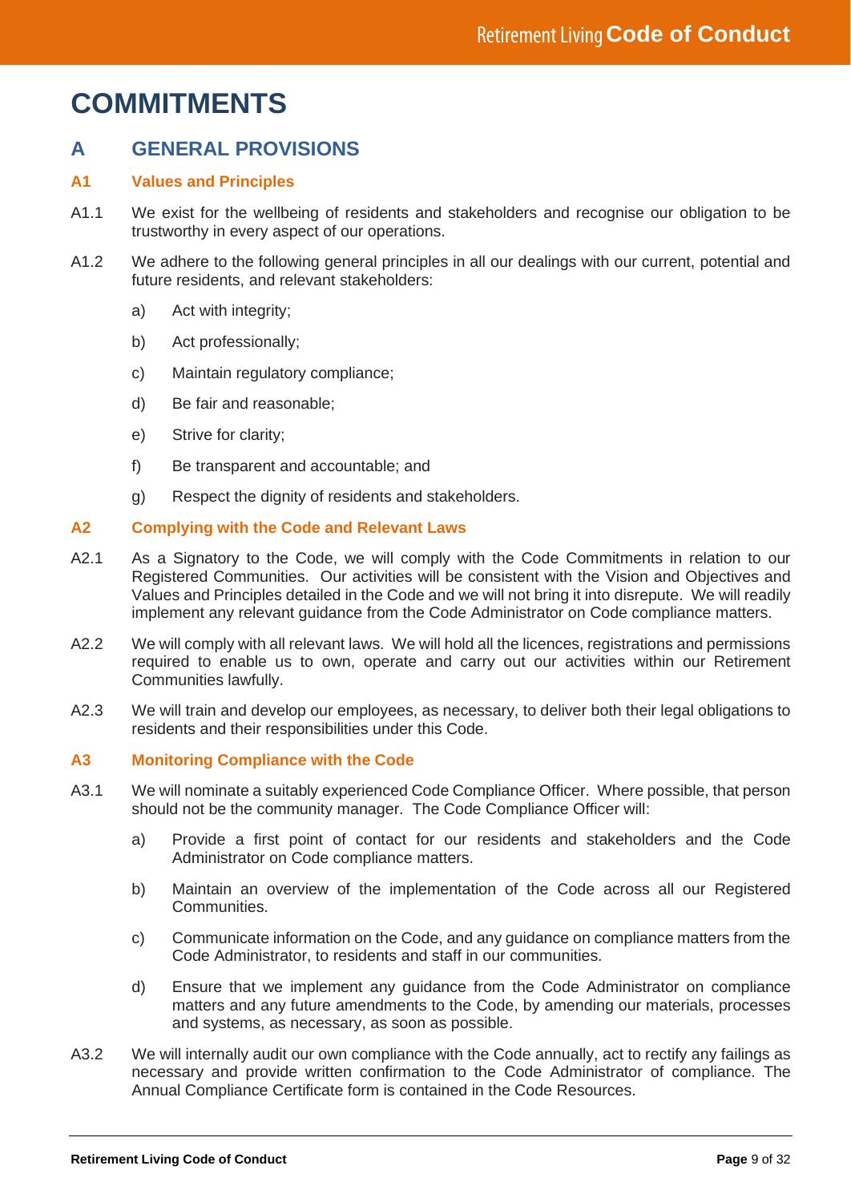# COMMITMENTS

## A GENERAL PROVISIONS

### A1 Values and Principles

A1.1 We exist for the wellbeing of residents and stakeholders and recognise our obligation to be trustworthy in every aspect of our operations.

A1.2 We adhere to the following general principles in all our dealings with our current, potential and future residents, and relevant stakeholders:

a) Act with integrity;

b) Act professionally;

c) Maintain regulatory compliance;

d) Be fair and reasonable;

e) Strive for clarity;

f) Be transparent and accountable; and

g) Respect the dignity of residents and stakeholders.

### A2 Complying with the Code and Relevant Laws

A2.1 As a Signatory to the Code, we will comply with the Code Commitments in relation to our Registered Communities. Our activities will be consistent with the Vision and Objectives and Values and Principles detailed in the Code and we will not bring it into disrepute. We will readily implement any relevant guidance from the Code Administrator on Code compliance matters.

A2.2 We will comply with all relevant laws. We will hold all the licences, registrations and permissions required to enable us to own, operate and carry out our activities within our Retirement Communities lawfully.

A2.3 We will train and develop our employees, as necessary, to deliver both their legal obligations to residents and their responsibilities under this Code.

### A3 Monitoring Compliance with the Code

A3.1 We will nominate a suitably experienced Code Compliance Officer. Where possible, that person should not be the community manager. The Code Compliance Officer will:

a) Provide a first point of contact for our residents and stakeholders and the Code Administrator on Code compliance matters.

b) Maintain an overview of the implementation of the Code across all our Registered Communities.

c) Communicate information on the Code, and any guidance on compliance matters from the Code Administrator, to residents and staff in our communities.

d) Ensure that we implement any guidance from the Code Administrator on compliance matters and any future amendments to the Code, by amending our materials, processes and systems, as necessary, as soon as possible.

A3.2 We will internally audit our own compliance with the Code annually, act to rectify any failings as necessary and provide written confirmation to the Code Administrator of compliance. The Annual Compliance Certificate form is contained in the Code Resources.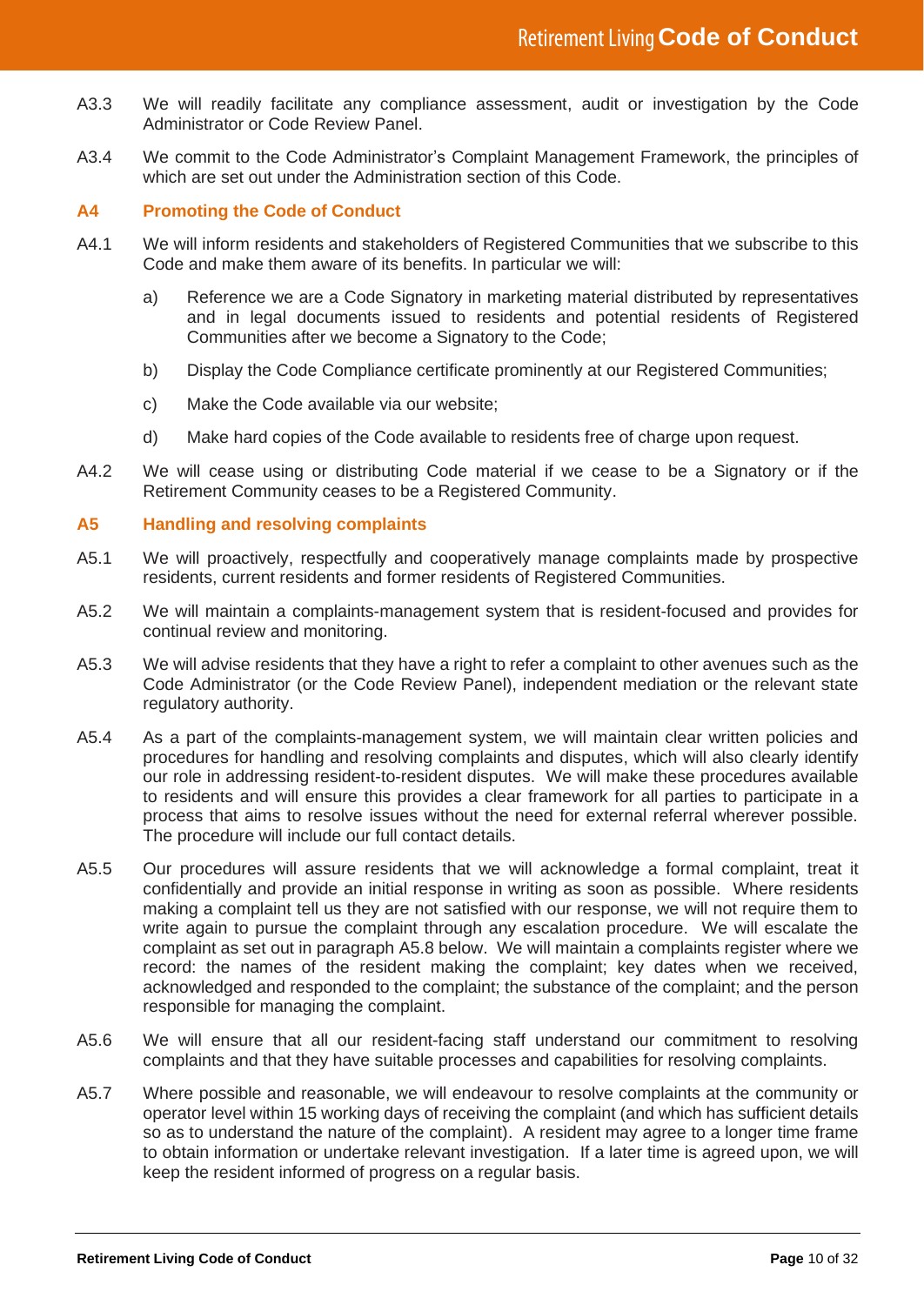A3.3 We will readily facilitate any compliance assessment, audit or investigation by the Code Administrator or Code Review Panel.

A3.4 We commit to the Code Administrator's Complaint Management Framework, the principles of which are set out under the Administration section of this Code.

### A4 Promoting the Code of Conduct

A4.1 We will inform residents and stakeholders of Registered Communities that we subscribe to this Code and make them aware of its benefits. In particular we will:

a) Reference we are a Code Signatory in marketing material distributed by representatives and in legal documents issued to residents and potential residents of Registered Communities after we become a Signatory to the Code;

b) Display the Code Compliance certificate prominently at our Registered Communities;

c) Make the Code available via our website;

d) Make hard copies of the Code available to residents free of charge upon request.

A4.2 We will cease using or distributing Code material if we cease to be a Signatory or if the Retirement Community ceases to be a Registered Community.

### A5 Handling and resolving complaints

A5.1 We will proactively, respectfully and cooperatively manage complaints made by prospective residents, current residents and former residents of Registered Communities.

A5.2 We will maintain a complaints-management system that is resident-focused and provides for continual review and monitoring.

A5.3 We will advise residents that they have a right to refer a complaint to other avenues such as the Code Administrator (or the Code Review Panel), independent mediation or the relevant state regulatory authority.

A5.4 As a part of the complaints-management system, we will maintain clear written policies and procedures for handling and resolving complaints and disputes, which will also clearly identify our role in addressing resident-to-resident disputes. We will make these procedures available to residents and will ensure this provides a clear framework for all parties to participate in a process that aims to resolve issues without the need for external referral wherever possible. The procedure will include our full contact details.

A5.5 Our procedures will assure residents that we will acknowledge a formal complaint, treat it confidentially and provide an initial response in writing as soon as possible. Where residents making a complaint tell us they are not satisfied with our response, we will not require them to write again to pursue the complaint through any escalation procedure. We will escalate the complaint as set out in paragraph A5.8 below. We will maintain a complaints register where we record: the names of the resident making the complaint; key dates when we received, acknowledged and responded to the complaint; the substance of the complaint; and the person responsible for managing the complaint.

A5.6 We will ensure that all our resident-facing staff understand our commitment to resolving complaints and that they have suitable processes and capabilities for resolving complaints.

A5.7 Where possible and reasonable, we will endeavour to resolve complaints at the community or operator level within 15 working days of receiving the complaint (and which has sufficient details so as to understand the nature of the complaint). A resident may agree to a longer time frame to obtain information or undertake relevant investigation. If a later time is agreed upon, we will keep the resident informed of progress on a regular basis.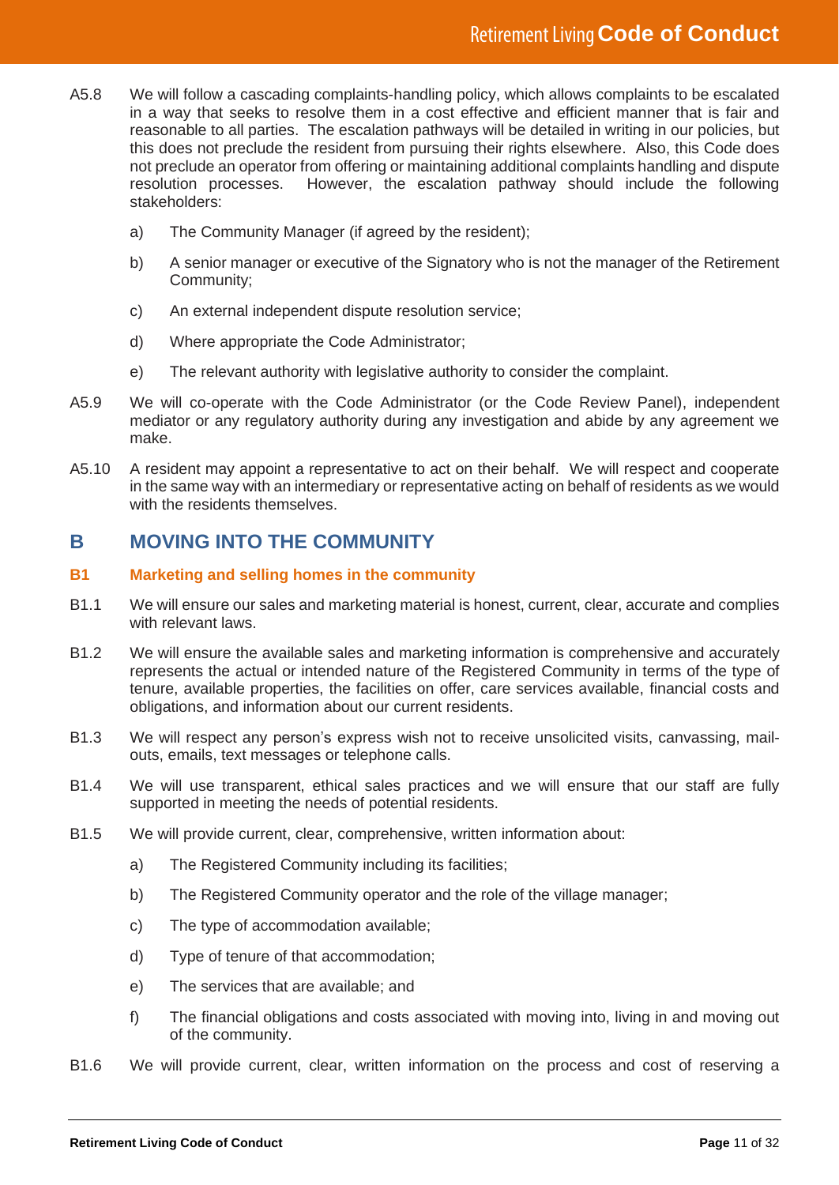A5.8 We will follow a cascading complaints-handling policy, which allows complaints to be escalated in a way that seeks to resolve them in a cost effective and efficient manner that is fair and reasonable to all parties. The escalation pathways will be detailed in writing in our policies, but this does not preclude the resident from pursuing their rights elsewhere. Also, this Code does not preclude an operator from offering or maintaining additional complaints handling and dispute resolution processes. However, the escalation pathway should include the following stakeholders:

a) The Community Manager (if agreed by the resident);

b) A senior manager or executive of the Signatory who is not the manager of the Retirement Community;

c) An external independent dispute resolution service;

d) Where appropriate the Code Administrator;

e) The relevant authority with legislative authority to consider the complaint.

A5.9 We will co-operate with the Code Administrator (or the Code Review Panel), independent mediator or any regulatory authority during any investigation and abide by any agreement we make.

A5.10 A resident may appoint a representative to act on their behalf. We will respect and cooperate in the same way with an intermediary or representative acting on behalf of residents as we would with the residents themselves.

## B MOVING INTO THE COMMUNITY

### B1 Marketing and selling homes in the community

B1.1 We will ensure our sales and marketing material is honest, current, clear, accurate and complies with relevant laws.

B1.2 We will ensure the available sales and marketing information is comprehensive and accurately represents the actual or intended nature of the Registered Community in terms of the type of tenure, available properties, the facilities on offer, care services available, financial costs and obligations, and information about our current residents.

B1.3 We will respect any person's express wish not to receive unsolicited visits, canvassing, mail-outs, emails, text messages or telephone calls.

B1.4 We will use transparent, ethical sales practices and we will ensure that our staff are fully supported in meeting the needs of potential residents.

B1.5 We will provide current, clear, comprehensive, written information about:

a) The Registered Community including its facilities;

b) The Registered Community operator and the role of the village manager;

c) The type of accommodation available;

d) Type of tenure of that accommodation;

e) The services that are available; and

f) The financial obligations and costs associated with moving into, living in and moving out of the community.

B1.6 We will provide current, clear, written information on the process and cost of reserving a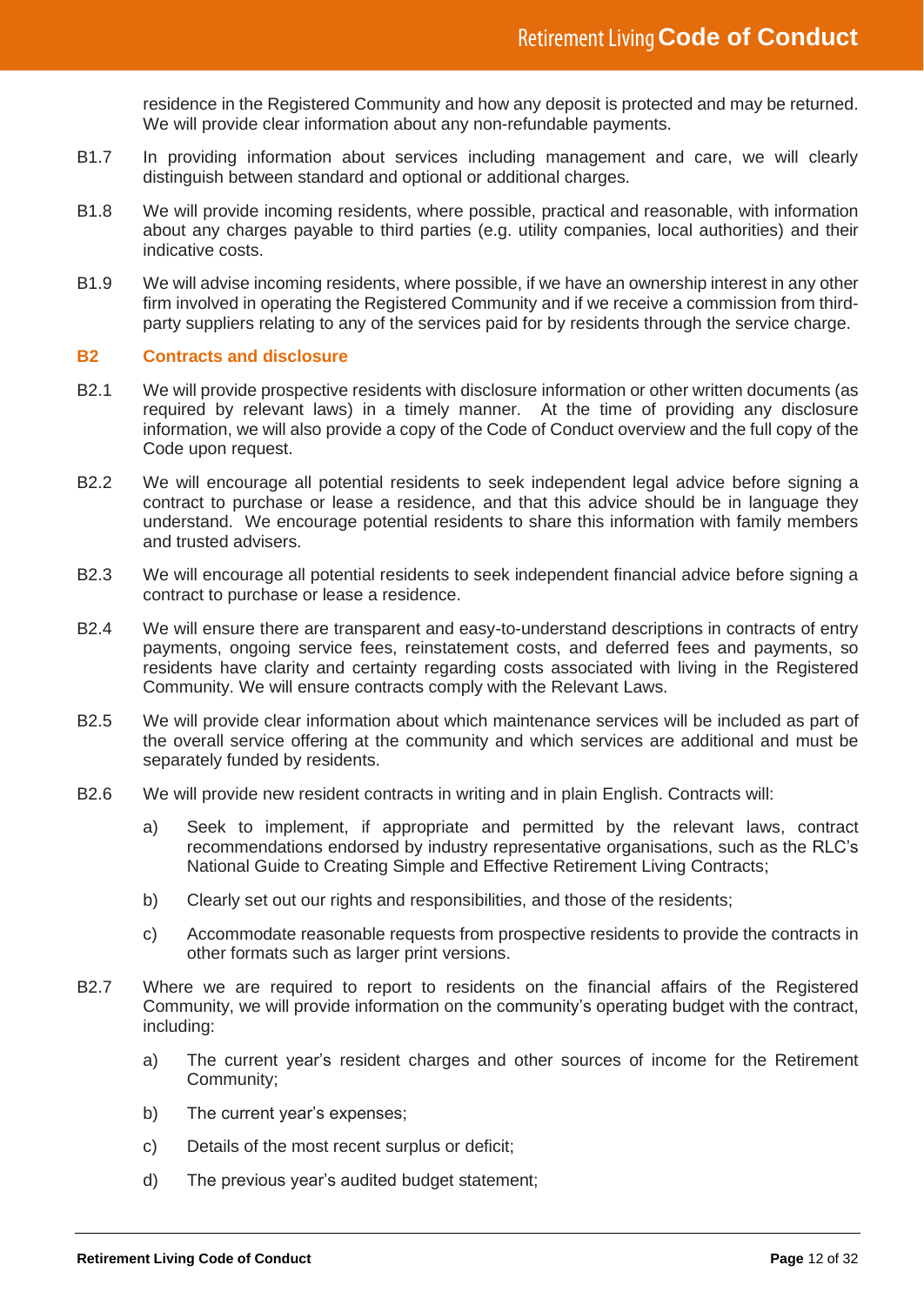residence in the Registered Community and how any deposit is protected and may be returned. We will provide clear information about any non-refundable payments.

B1.7 In providing information about services including management and care, we will clearly distinguish between standard and optional or additional charges.

B1.8 We will provide incoming residents, where possible, practical and reasonable, with information about any charges payable to third parties (e.g. utility companies, local authorities) and their indicative costs.

B1.9 We will advise incoming residents, where possible, if we have an ownership interest in any other firm involved in operating the Registered Community and if we receive a commission from third-party suppliers relating to any of the services paid for by residents through the service charge.

## B2 Contracts and disclosure

B2.1 We will provide prospective residents with disclosure information or other written documents (as required by relevant laws) in a timely manner. At the time of providing any disclosure information, we will also provide a copy of the Code of Conduct overview and the full copy of the Code upon request.

B2.2 We will encourage all potential residents to seek independent legal advice before signing a contract to purchase or lease a residence, and that this advice should be in language they understand. We encourage potential residents to share this information with family members and trusted advisers.

B2.3 We will encourage all potential residents to seek independent financial advice before signing a contract to purchase or lease a residence.

B2.4 We will ensure there are transparent and easy-to-understand descriptions in contracts of entry payments, ongoing service fees, reinstatement costs, and deferred fees and payments, so residents have clarity and certainty regarding costs associated with living in the Registered Community. We will ensure contracts comply with the Relevant Laws.

B2.5 We will provide clear information about which maintenance services will be included as part of the overall service offering at the community and which services are additional and must be separately funded by residents.

B2.6 We will provide new resident contracts in writing and in plain English. Contracts will:

a) Seek to implement, if appropriate and permitted by the relevant laws, contract recommendations endorsed by industry representative organisations, such as the RLC's National Guide to Creating Simple and Effective Retirement Living Contracts;

b) Clearly set out our rights and responsibilities, and those of the residents;

c) Accommodate reasonable requests from prospective residents to provide the contracts in other formats such as larger print versions.

B2.7 Where we are required to report to residents on the financial affairs of the Registered Community, we will provide information on the community's operating budget with the contract, including:

a) The current year's resident charges and other sources of income for the Retirement Community;

b) The current year's expenses;

c) Details of the most recent surplus or deficit;

d) The previous year's audited budget statement;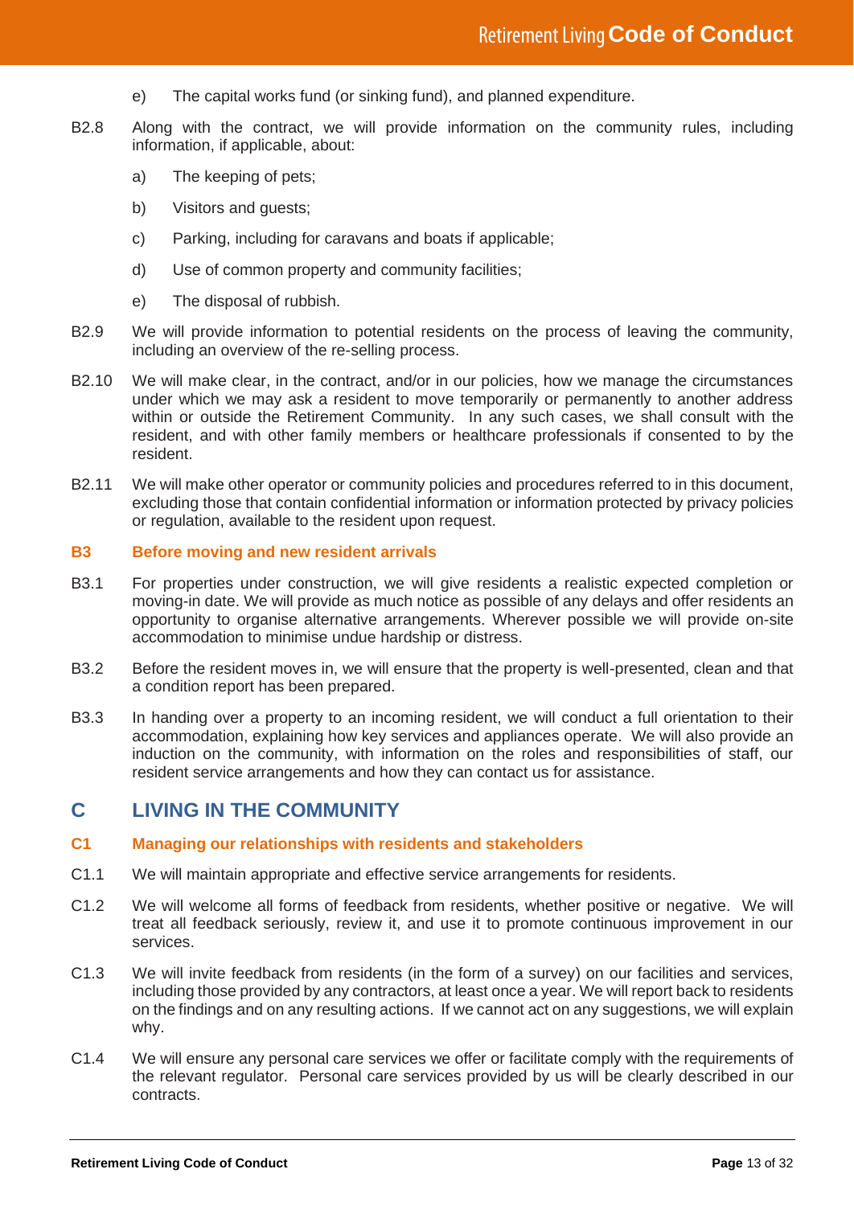e) The capital works fund (or sinking fund), and planned expenditure.

B2.8 Along with the contract, we will provide information on the community rules, including information, if applicable, about:

a) The keeping of pets;

b) Visitors and guests;

c) Parking, including for caravans and boats if applicable;

d) Use of common property and community facilities;

e) The disposal of rubbish.

B2.9 We will provide information to potential residents on the process of leaving the community, including an overview of the re-selling process.

B2.10 We will make clear, in the contract, and/or in our policies, how we manage the circumstances under which we may ask a resident to move temporarily or permanently to another address within or outside the Retirement Community. In any such cases, we shall consult with the resident, and with other family members or healthcare professionals if consented to by the resident.

B2.11 We will make other operator or community policies and procedures referred to in this document, excluding those that contain confidential information or information protected by privacy policies or regulation, available to the resident upon request.

### B3 Before moving and new resident arrivals

B3.1 For properties under construction, we will give residents a realistic expected completion or moving-in date. We will provide as much notice as possible of any delays and offer residents an opportunity to organise alternative arrangements. Wherever possible we will provide on-site accommodation to minimise undue hardship or distress.

B3.2 Before the resident moves in, we will ensure that the property is well-presented, clean and that a condition report has been prepared.

B3.3 In handing over a property to an incoming resident, we will conduct a full orientation to their accommodation, explaining how key services and appliances operate. We will also provide an induction on the community, with information on the roles and responsibilities of staff, our resident service arrangements and how they can contact us for assistance.

## C LIVING IN THE COMMUNITY

### C1 Managing our relationships with residents and stakeholders

C1.1 We will maintain appropriate and effective service arrangements for residents.

C1.2 We will welcome all forms of feedback from residents, whether positive or negative. We will treat all feedback seriously, review it, and use it to promote continuous improvement in our services.

C1.3 We will invite feedback from residents (in the form of a survey) on our facilities and services, including those provided by any contractors, at least once a year. We will report back to residents on the findings and on any resulting actions. If we cannot act on any suggestions, we will explain why.

C1.4 We will ensure any personal care services we offer or facilitate comply with the requirements of the relevant regulator. Personal care services provided by us will be clearly described in our contracts.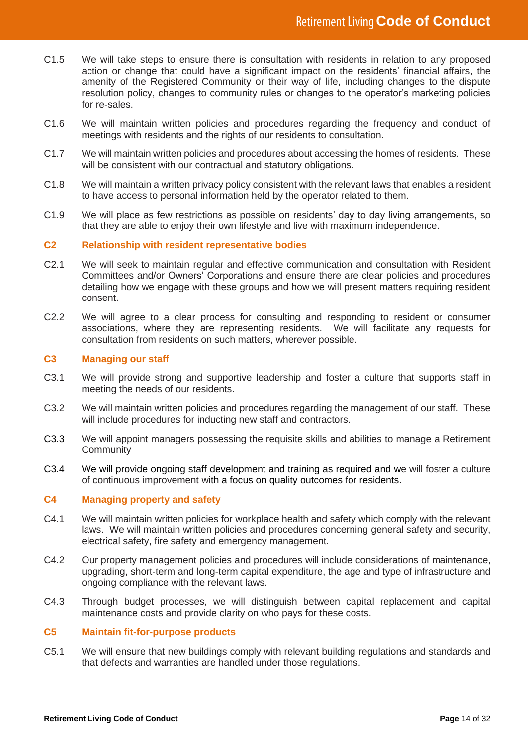C1.5 We will take steps to ensure there is consultation with residents in relation to any proposed action or change that could have a significant impact on the residents' financial affairs, the amenity of the Registered Community or their way of life, including changes to the dispute resolution policy, changes to community rules or changes to the operator's marketing policies for re-sales.

C1.6 We will maintain written policies and procedures regarding the frequency and conduct of meetings with residents and the rights of our residents to consultation.

C1.7 We will maintain written policies and procedures about accessing the homes of residents. These will be consistent with our contractual and statutory obligations.

C1.8 We will maintain a written privacy policy consistent with the relevant laws that enables a resident to have access to personal information held by the operator related to them.

C1.9 We will place as few restrictions as possible on residents' day to day living arrangements, so that they are able to enjoy their own lifestyle and live with maximum independence.

### C2 Relationship with resident representative bodies

C2.1 We will seek to maintain regular and effective communication and consultation with Resident Committees and/or Owners' Corporations and ensure there are clear policies and procedures detailing how we engage with these groups and how we will present matters requiring resident consent.

C2.2 We will agree to a clear process for consulting and responding to resident or consumer associations, where they are representing residents. We will facilitate any requests for consultation from residents on such matters, wherever possible.

### C3 Managing our staff

C3.1 We will provide strong and supportive leadership and foster a culture that supports staff in meeting the needs of our residents.

C3.2 We will maintain written policies and procedures regarding the management of our staff. These will include procedures for inducting new staff and contractors.

C3.3 We will appoint managers possessing the requisite skills and abilities to manage a Retirement Community

C3.4 We will provide ongoing staff development and training as required and we will foster a culture of continuous improvement with a focus on quality outcomes for residents.

### C4 Managing property and safety

C4.1 We will maintain written policies for workplace health and safety which comply with the relevant laws. We will maintain written policies and procedures concerning general safety and security, electrical safety, fire safety and emergency management.

C4.2 Our property management policies and procedures will include considerations of maintenance, upgrading, short-term and long-term capital expenditure, the age and type of infrastructure and ongoing compliance with the relevant laws.

C4.3 Through budget processes, we will distinguish between capital replacement and capital maintenance costs and provide clarity on who pays for these costs.

### C5 Maintain fit-for-purpose products

C5.1 We will ensure that new buildings comply with relevant building regulations and standards and that defects and warranties are handled under those regulations.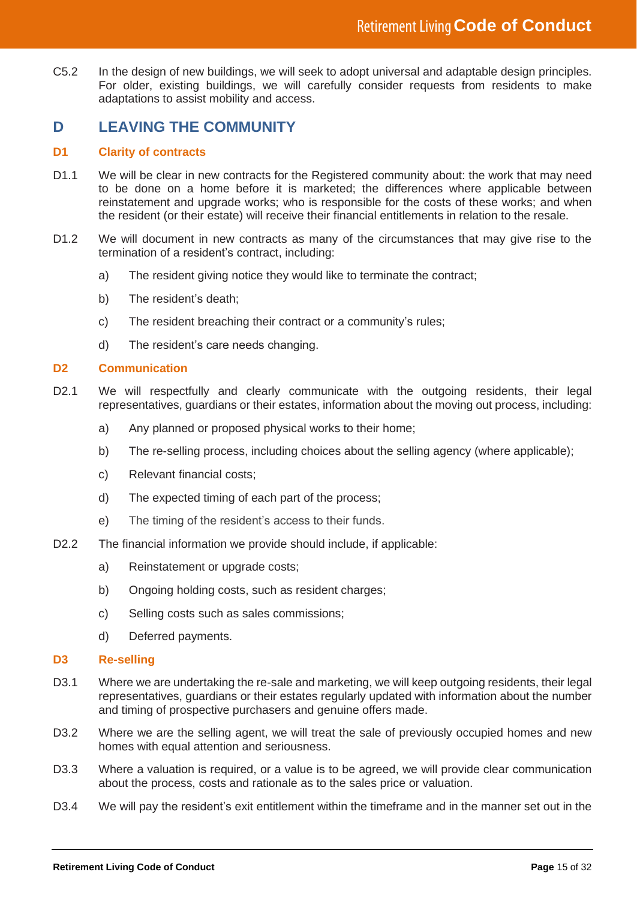C5.2 In the design of new buildings, we will seek to adopt universal and adaptable design principles. For older, existing buildings, we will carefully consider requests from residents to make adaptations to assist mobility and access.

## D LEAVING THE COMMUNITY

### D1 Clarity of contracts

D1.1 We will be clear in new contracts for the Registered community about: the work that may need to be done on a home before it is marketed; the differences where applicable between reinstatement and upgrade works; who is responsible for the costs of these works; and when the resident (or their estate) will receive their financial entitlements in relation to the resale.

D1.2 We will document in new contracts as many of the circumstances that may give rise to the termination of a resident's contract, including:

a) The resident giving notice they would like to terminate the contract;

b) The resident's death;

c) The resident breaching their contract or a community's rules;

d) The resident's care needs changing.

### D2 Communication

D2.1 We will respectfully and clearly communicate with the outgoing residents, their legal representatives, guardians or their estates, information about the moving out process, including:

a) Any planned or proposed physical works to their home;

b) The re-selling process, including choices about the selling agency (where applicable);

c) Relevant financial costs;

d) The expected timing of each part of the process;

e) The timing of the resident's access to their funds.

D2.2 The financial information we provide should include, if applicable:

a) Reinstatement or upgrade costs;

b) Ongoing holding costs, such as resident charges;

c) Selling costs such as sales commissions;

d) Deferred payments.

### D3 Re-selling

D3.1 Where we are undertaking the re-sale and marketing, we will keep outgoing residents, their legal representatives, guardians or their estates regularly updated with information about the number and timing of prospective purchasers and genuine offers made.

D3.2 Where we are the selling agent, we will treat the sale of previously occupied homes and new homes with equal attention and seriousness.

D3.3 Where a valuation is required, or a value is to be agreed, we will provide clear communication about the process, costs and rationale as to the sales price or valuation.

D3.4 We will pay the resident's exit entitlement within the timeframe and in the manner set out in the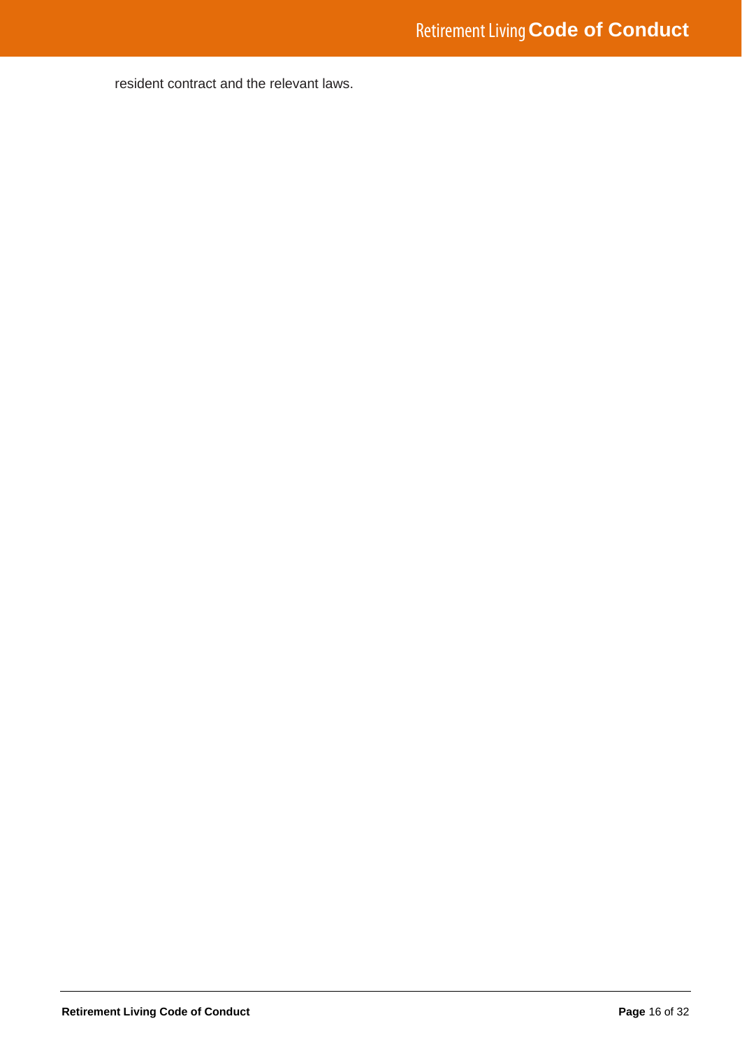resident contract and the relevant laws.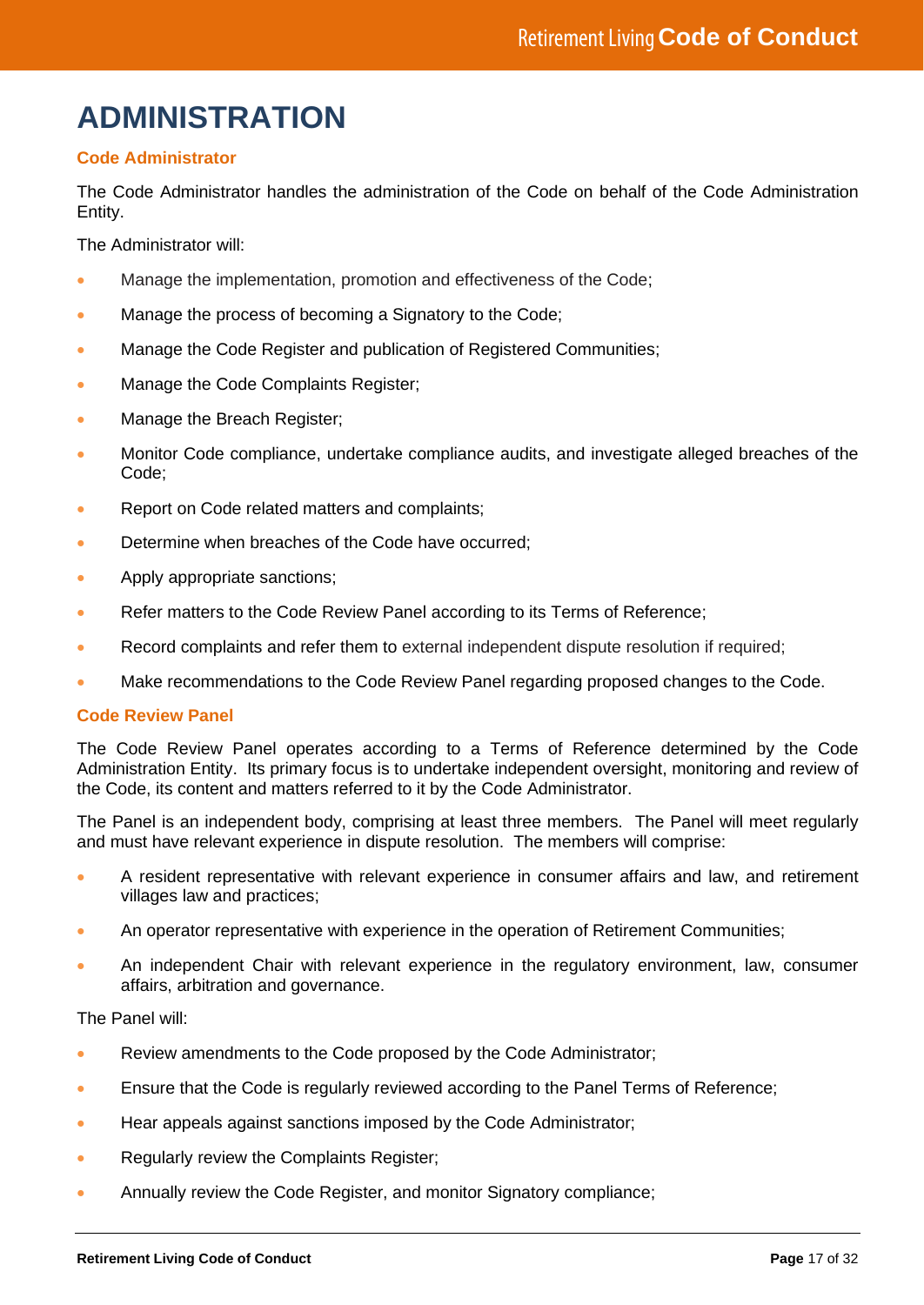# ADMINISTRATION

## Code Administrator

The Code Administrator handles the administration of the Code on behalf of the Code Administration Entity.

The Administrator will:

- Manage the implementation, promotion and effectiveness of the Code;
- Manage the process of becoming a Signatory to the Code;
- Manage the Code Register and publication of Registered Communities;
- Manage the Code Complaints Register;
- Manage the Breach Register;
- Monitor Code compliance, undertake compliance audits, and investigate alleged breaches of the Code;
- Report on Code related matters and complaints;
- Determine when breaches of the Code have occurred;
- Apply appropriate sanctions;
- Refer matters to the Code Review Panel according to its Terms of Reference;
- Record complaints and refer them to external independent dispute resolution if required;
- Make recommendations to the Code Review Panel regarding proposed changes to the Code.

## Code Review Panel

The Code Review Panel operates according to a Terms of Reference determined by the Code Administration Entity. Its primary focus is to undertake independent oversight, monitoring and review of the Code, its content and matters referred to it by the Code Administrator.

The Panel is an independent body, comprising at least three members. The Panel will meet regularly and must have relevant experience in dispute resolution. The members will comprise:

- A resident representative with relevant experience in consumer affairs and law, and retirement villages law and practices;
- An operator representative with experience in the operation of Retirement Communities;
- An independent Chair with relevant experience in the regulatory environment, law, consumer affairs, arbitration and governance.

The Panel will:

- Review amendments to the Code proposed by the Code Administrator;
- Ensure that the Code is regularly reviewed according to the Panel Terms of Reference;
- Hear appeals against sanctions imposed by the Code Administrator;
- Regularly review the Complaints Register;
- Annually review the Code Register, and monitor Signatory compliance;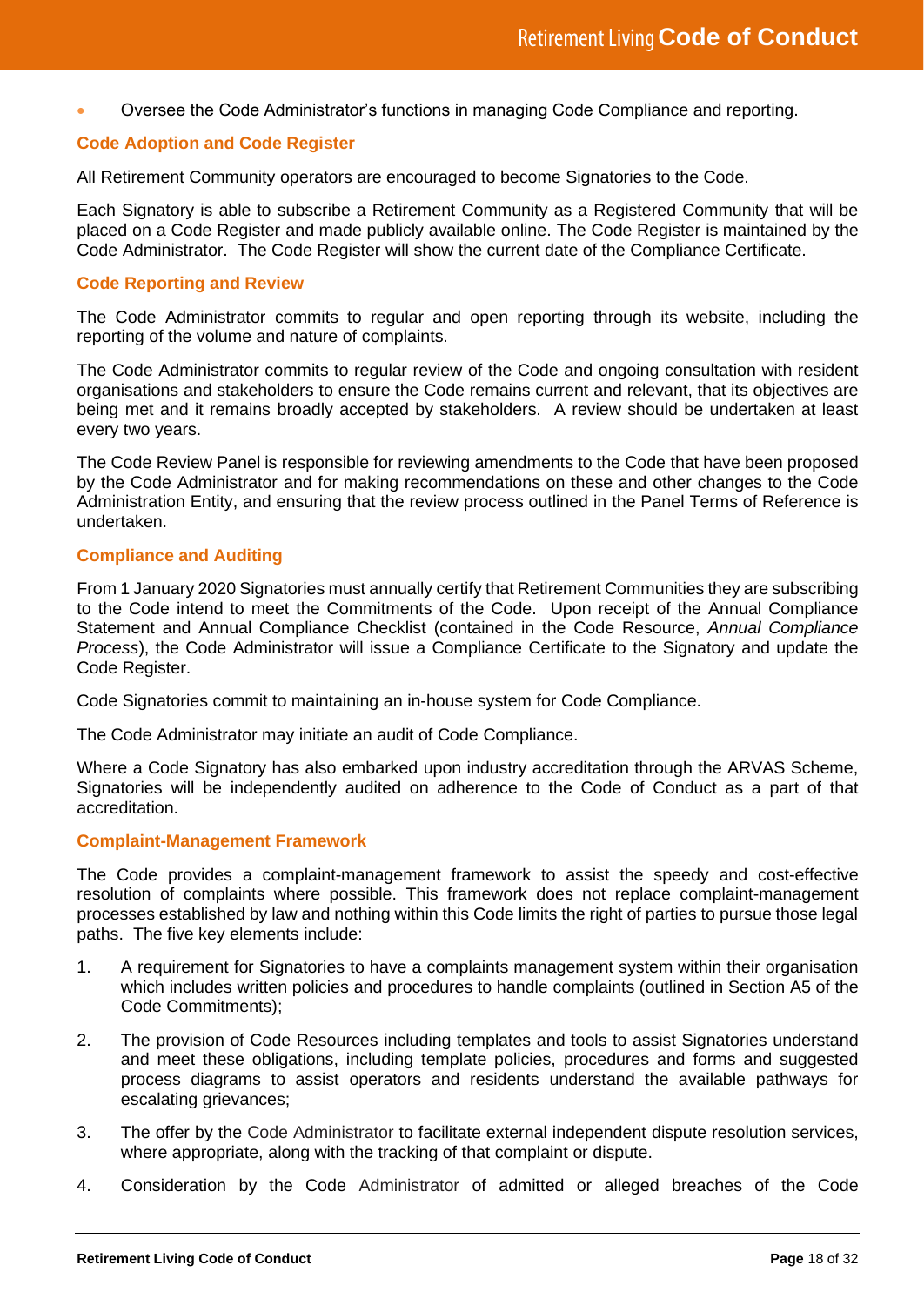- Oversee the Code Administrator's functions in managing Code Compliance and reporting.

### Code Adoption and Code Register

All Retirement Community operators are encouraged to become Signatories to the Code.

Each Signatory is able to subscribe a Retirement Community as a Registered Community that will be placed on a Code Register and made publicly available online. The Code Register is maintained by the Code Administrator. The Code Register will show the current date of the Compliance Certificate.

### Code Reporting and Review

The Code Administrator commits to regular and open reporting through its website, including the reporting of the volume and nature of complaints.

The Code Administrator commits to regular review of the Code and ongoing consultation with resident organisations and stakeholders to ensure the Code remains current and relevant, that its objectives are being met and it remains broadly accepted by stakeholders. A review should be undertaken at least every two years.

The Code Review Panel is responsible for reviewing amendments to the Code that have been proposed by the Code Administrator and for making recommendations on these and other changes to the Code Administration Entity, and ensuring that the review process outlined in the Panel Terms of Reference is undertaken.

### Compliance and Auditing

From 1 January 2020 Signatories must annually certify that Retirement Communities they are subscribing to the Code intend to meet the Commitments of the Code. Upon receipt of the Annual Compliance Statement and Annual Compliance Checklist (contained in the Code Resource, *Annual Compliance Process*), the Code Administrator will issue a Compliance Certificate to the Signatory and update the Code Register.

Code Signatories commit to maintaining an in-house system for Code Compliance.

The Code Administrator may initiate an audit of Code Compliance.

Where a Code Signatory has also embarked upon industry accreditation through the ARVAS Scheme, Signatories will be independently audited on adherence to the Code of Conduct as a part of that accreditation.

### Complaint-Management Framework

The Code provides a complaint-management framework to assist the speedy and cost-effective resolution of complaints where possible. This framework does not replace complaint-management processes established by law and nothing within this Code limits the right of parties to pursue those legal paths. The five key elements include:

1. A requirement for Signatories to have a complaints management system within their organisation which includes written policies and procedures to handle complaints (outlined in Section A5 of the Code Commitments);
2. The provision of Code Resources including templates and tools to assist Signatories understand and meet these obligations, including template policies, procedures and forms and suggested process diagrams to assist operators and residents understand the available pathways for escalating grievances;
3. The offer by the Code Administrator to facilitate external independent dispute resolution services, where appropriate, along with the tracking of that complaint or dispute.
4. Consideration by the Code Administrator of admitted or alleged breaches of the Code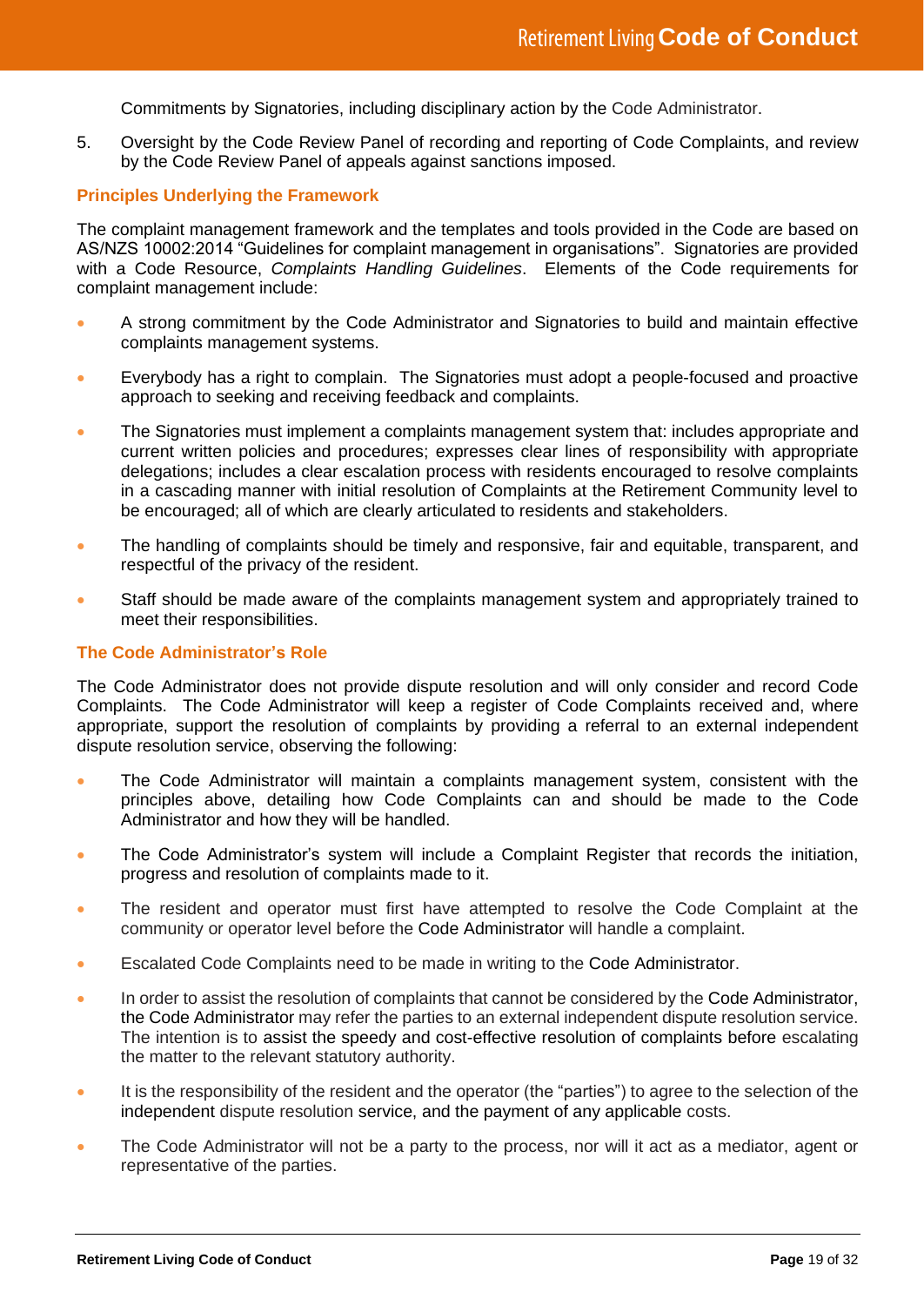Commitments by Signatories, including disciplinary action by the Code Administrator.

5. Oversight by the Code Review Panel of recording and reporting of Code Complaints, and review by the Code Review Panel of appeals against sanctions imposed.

### Principles Underlying the Framework

The complaint management framework and the templates and tools provided in the Code are based on AS/NZS 10002:2014 "Guidelines for complaint management in organisations". Signatories are provided with a Code Resource, *Complaints Handling Guidelines*. Elements of the Code requirements for complaint management include:

- A strong commitment by the Code Administrator and Signatories to build and maintain effective complaints management systems.
- Everybody has a right to complain. The Signatories must adopt a people-focused and proactive approach to seeking and receiving feedback and complaints.
- The Signatories must implement a complaints management system that: includes appropriate and current written policies and procedures; expresses clear lines of responsibility with appropriate delegations; includes a clear escalation process with residents encouraged to resolve complaints in a cascading manner with initial resolution of Complaints at the Retirement Community level to be encouraged; all of which are clearly articulated to residents and stakeholders.
- The handling of complaints should be timely and responsive, fair and equitable, transparent, and respectful of the privacy of the resident.
- Staff should be made aware of the complaints management system and appropriately trained to meet their responsibilities.

### The Code Administrator's Role

The Code Administrator does not provide dispute resolution and will only consider and record Code Complaints. The Code Administrator will keep a register of Code Complaints received and, where appropriate, support the resolution of complaints by providing a referral to an external independent dispute resolution service, observing the following:

- The Code Administrator will maintain a complaints management system, consistent with the principles above, detailing how Code Complaints can and should be made to the Code Administrator and how they will be handled.
- The Code Administrator's system will include a Complaint Register that records the initiation, progress and resolution of complaints made to it.
- The resident and operator must first have attempted to resolve the Code Complaint at the community or operator level before the Code Administrator will handle a complaint.
- Escalated Code Complaints need to be made in writing to the Code Administrator.
- In order to assist the resolution of complaints that cannot be considered by the Code Administrator, the Code Administrator may refer the parties to an external independent dispute resolution service. The intention is to assist the speedy and cost-effective resolution of complaints before escalating the matter to the relevant statutory authority.
- It is the responsibility of the resident and the operator (the "parties") to agree to the selection of the independent dispute resolution service, and the payment of any applicable costs.
- The Code Administrator will not be a party to the process, nor will it act as a mediator, agent or representative of the parties.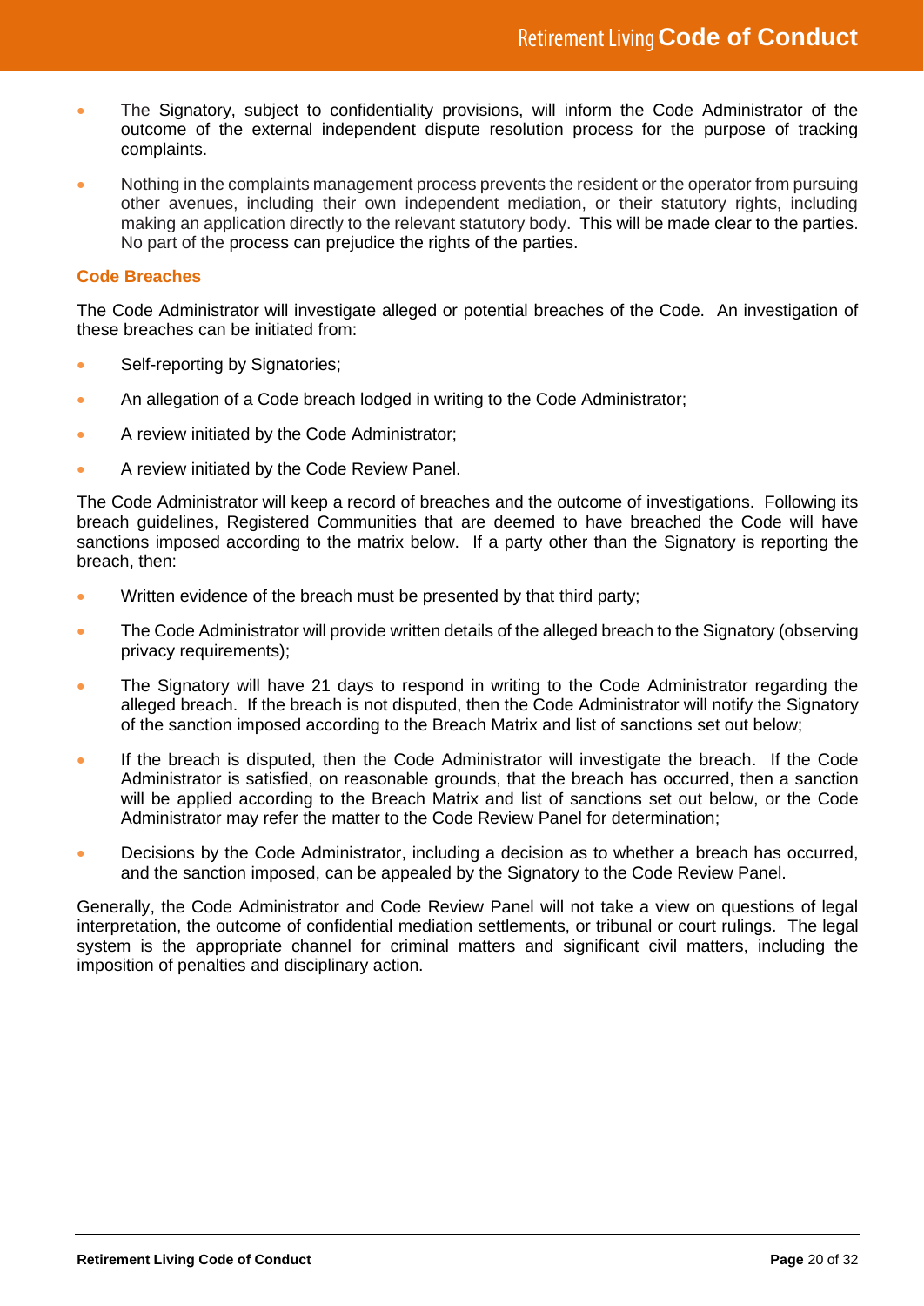- The Signatory, subject to confidentiality provisions, will inform the Code Administrator of the outcome of the external independent dispute resolution process for the purpose of tracking complaints.
- Nothing in the complaints management process prevents the resident or the operator from pursuing other avenues, including their own independent mediation, or their statutory rights, including making an application directly to the relevant statutory body. This will be made clear to the parties. No part of the process can prejudice the rights of the parties.

## Code Breaches

The Code Administrator will investigate alleged or potential breaches of the Code. An investigation of these breaches can be initiated from:

- Self-reporting by Signatories;
- An allegation of a Code breach lodged in writing to the Code Administrator;
- A review initiated by the Code Administrator;
- A review initiated by the Code Review Panel.

The Code Administrator will keep a record of breaches and the outcome of investigations. Following its breach guidelines, Registered Communities that are deemed to have breached the Code will have sanctions imposed according to the matrix below. If a party other than the Signatory is reporting the breach, then:

- Written evidence of the breach must be presented by that third party;
- The Code Administrator will provide written details of the alleged breach to the Signatory (observing privacy requirements);
- The Signatory will have 21 days to respond in writing to the Code Administrator regarding the alleged breach. If the breach is not disputed, then the Code Administrator will notify the Signatory of the sanction imposed according to the Breach Matrix and list of sanctions set out below;
- If the breach is disputed, then the Code Administrator will investigate the breach. If the Code Administrator is satisfied, on reasonable grounds, that the breach has occurred, then a sanction will be applied according to the Breach Matrix and list of sanctions set out below, or the Code Administrator may refer the matter to the Code Review Panel for determination;
- Decisions by the Code Administrator, including a decision as to whether a breach has occurred, and the sanction imposed, can be appealed by the Signatory to the Code Review Panel.

Generally, the Code Administrator and Code Review Panel will not take a view on questions of legal interpretation, the outcome of confidential mediation settlements, or tribunal or court rulings. The legal system is the appropriate channel for criminal matters and significant civil matters, including the imposition of penalties and disciplinary action.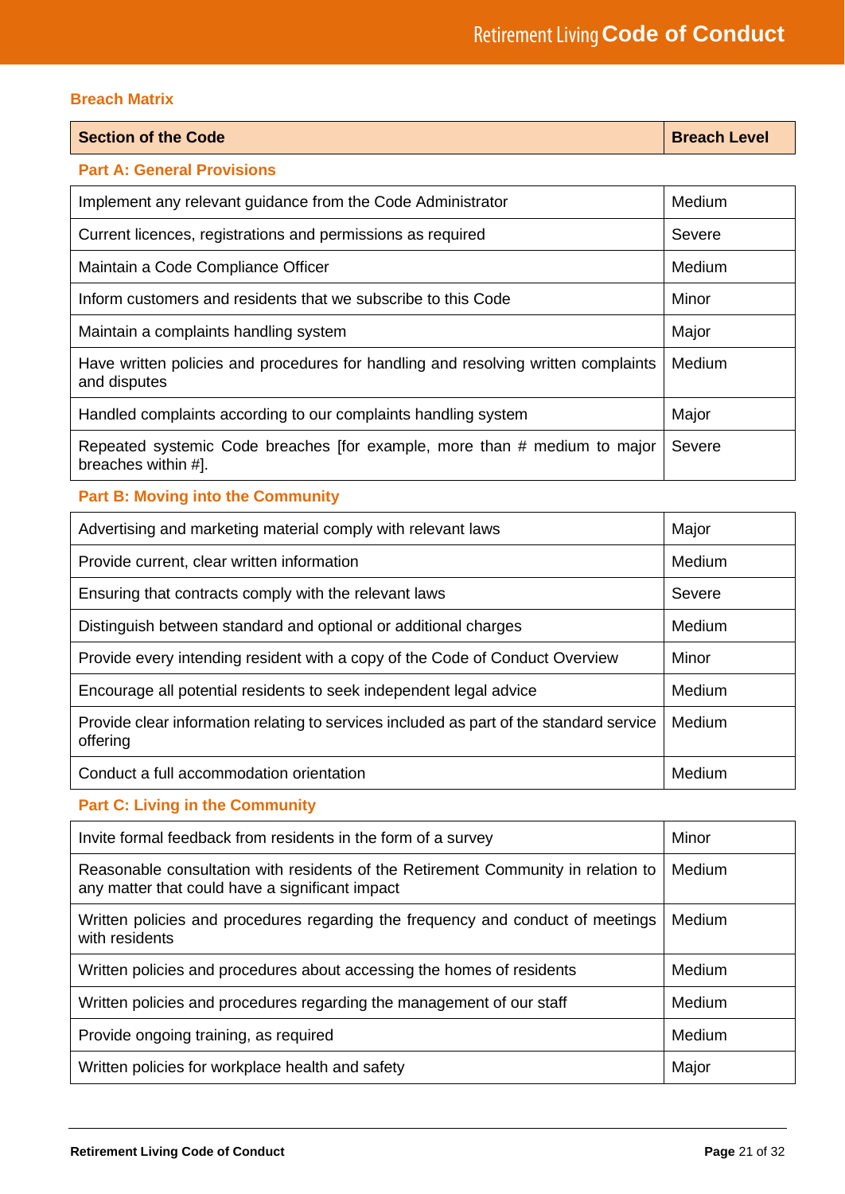### Breach Matrix

| Section of the Code | Breach Level |
|---|---|
| **Part A: General Provisions** | |
| Implement any relevant guidance from the Code Administrator | Medium |
| Current licences, registrations and permissions as required | Severe |
| Maintain a Code Compliance Officer | Medium |
| Inform customers and residents that we subscribe to this Code | Minor |
| Maintain a complaints handling system | Major |
| Have written policies and procedures for handling and resolving written complaints and disputes | Medium |
| Handled complaints according to our complaints handling system | Major |
| Repeated systemic Code breaches [for example, more than # medium to major breaches within #]. | Severe |
| **Part B: Moving into the Community** | |
| Advertising and marketing material comply with relevant laws | Major |
| Provide current, clear written information | Medium |
| Ensuring that contracts comply with the relevant laws | Severe |
| Distinguish between standard and optional or additional charges | Medium |
| Provide every intending resident with a copy of the Code of Conduct Overview | Minor |
| Encourage all potential residents to seek independent legal advice | Medium |
| Provide clear information relating to services included as part of the standard service offering | Medium |
| Conduct a full accommodation orientation | Medium |
| **Part C: Living in the Community** | |
| Invite formal feedback from residents in the form of a survey | Minor |
| Reasonable consultation with residents of the Retirement Community in relation to any matter that could have a significant impact | Medium |
| Written policies and procedures regarding the frequency and conduct of meetings with residents | Medium |
| Written policies and procedures about accessing the homes of residents | Medium |
| Written policies and procedures regarding the management of our staff | Medium |
| Provide ongoing training, as required | Medium |
| Written policies for workplace health and safety | Major |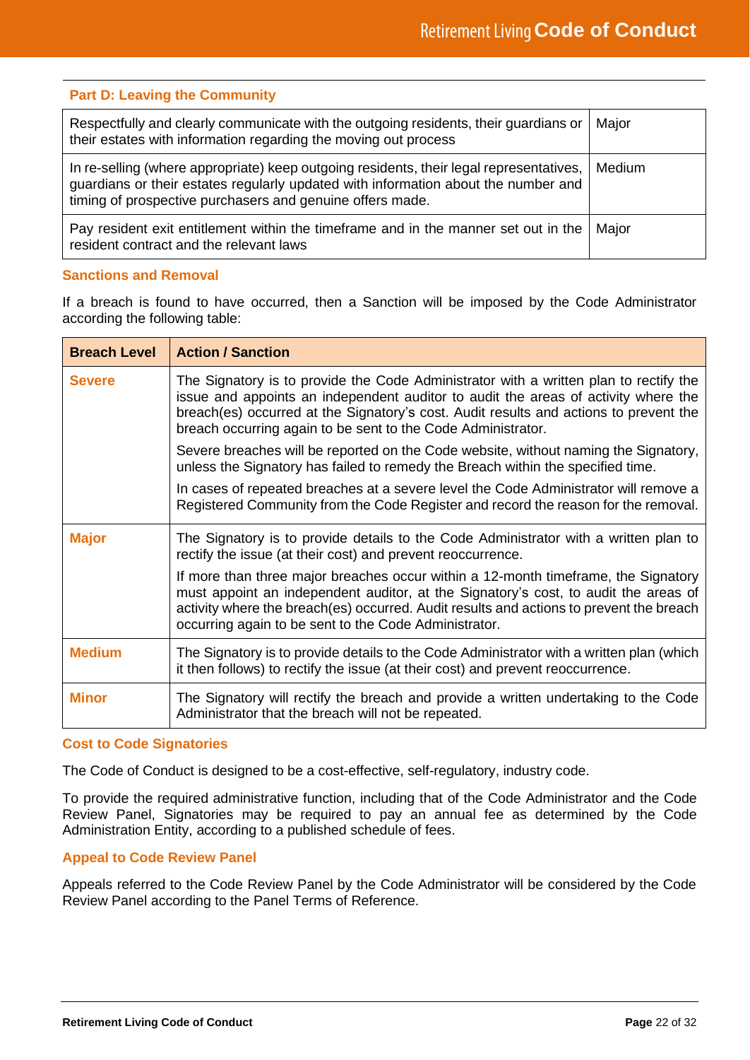### Part D: Leaving the Community

| | |
|---|---|
| Respectfully and clearly communicate with the outgoing residents, their guardians or their estates with information regarding the moving out process | Major |
| In re-selling (where appropriate) keep outgoing residents, their legal representatives, guardians or their estates regularly updated with information about the number and timing of prospective purchasers and genuine offers made. | Medium |
| Pay resident exit entitlement within the timeframe and in the manner set out in the resident contract and the relevant laws | Major |

### Sanctions and Removal

If a breach is found to have occurred, then a Sanction will be imposed by the Code Administrator according the following table:

| Breach Level | Action / Sanction |
|---|---|
| **Severe** | The Signatory is to provide the Code Administrator with a written plan to rectify the issue and appoints an independent auditor to audit the areas of activity where the breach(es) occurred at the Signatory's cost. Audit results and actions to prevent the breach occurring again to be sent to the Code Administrator.<br><br>Severe breaches will be reported on the Code website, without naming the Signatory, unless the Signatory has failed to remedy the Breach within the specified time.<br><br>In cases of repeated breaches at a severe level the Code Administrator will remove a Registered Community from the Code Register and record the reason for the removal. |
| **Major** | The Signatory is to provide details to the Code Administrator with a written plan to rectify the issue (at their cost) and prevent reoccurrence.<br><br>If more than three major breaches occur within a 12-month timeframe, the Signatory must appoint an independent auditor, at the Signatory's cost, to audit the areas of activity where the breach(es) occurred. Audit results and actions to prevent the breach occurring again to be sent to the Code Administrator. |
| **Medium** | The Signatory is to provide details to the Code Administrator with a written plan (which it then follows) to rectify the issue (at their cost) and prevent reoccurrence. |
| **Minor** | The Signatory will rectify the breach and provide a written undertaking to the Code Administrator that the breach will not be repeated. |

### Cost to Code Signatories

The Code of Conduct is designed to be a cost-effective, self-regulatory, industry code.

To provide the required administrative function, including that of the Code Administrator and the Code Review Panel, Signatories may be required to pay an annual fee as determined by the Code Administration Entity, according to a published schedule of fees.

### Appeal to Code Review Panel

Appeals referred to the Code Review Panel by the Code Administrator will be considered by the Code Review Panel according to the Panel Terms of Reference.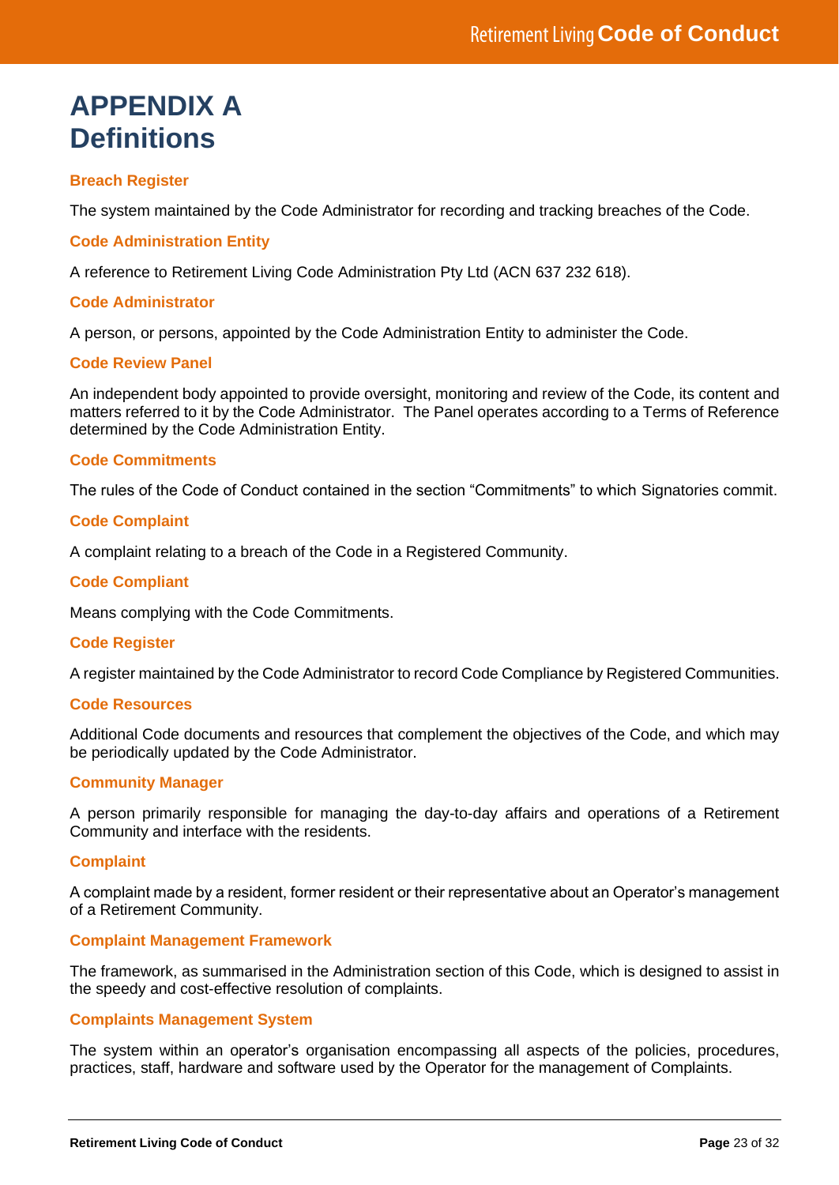# APPENDIX A
# Definitions

### Breach Register

The system maintained by the Code Administrator for recording and tracking breaches of the Code.

### Code Administration Entity

A reference to Retirement Living Code Administration Pty Ltd (ACN 637 232 618).

### Code Administrator

A person, or persons, appointed by the Code Administration Entity to administer the Code.

### Code Review Panel

An independent body appointed to provide oversight, monitoring and review of the Code, its content and matters referred to it by the Code Administrator. The Panel operates according to a Terms of Reference determined by the Code Administration Entity.

### Code Commitments

The rules of the Code of Conduct contained in the section "Commitments" to which Signatories commit.

### Code Complaint

A complaint relating to a breach of the Code in a Registered Community.

### Code Compliant

Means complying with the Code Commitments.

### Code Register

A register maintained by the Code Administrator to record Code Compliance by Registered Communities.

### Code Resources

Additional Code documents and resources that complement the objectives of the Code, and which may be periodically updated by the Code Administrator.

### Community Manager

A person primarily responsible for managing the day-to-day affairs and operations of a Retirement Community and interface with the residents.

### Complaint

A complaint made by a resident, former resident or their representative about an Operator's management of a Retirement Community.

### Complaint Management Framework

The framework, as summarised in the Administration section of this Code, which is designed to assist in the speedy and cost-effective resolution of complaints.

### Complaints Management System

The system within an operator's organisation encompassing all aspects of the policies, procedures, practices, staff, hardware and software used by the Operator for the management of Complaints.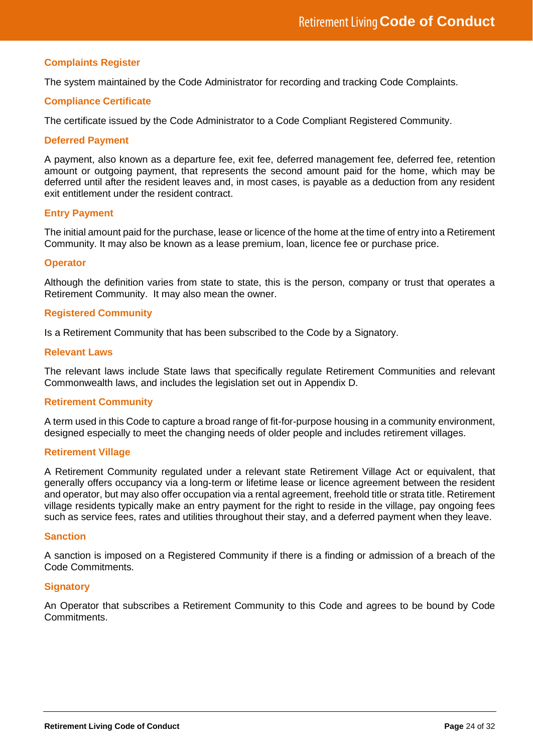#### Complaints Register

The system maintained by the Code Administrator for recording and tracking Code Complaints.

#### Compliance Certificate

The certificate issued by the Code Administrator to a Code Compliant Registered Community.

#### Deferred Payment

A payment, also known as a departure fee, exit fee, deferred management fee, deferred fee, retention amount or outgoing payment, that represents the second amount paid for the home, which may be deferred until after the resident leaves and, in most cases, is payable as a deduction from any resident exit entitlement under the resident contract.

#### Entry Payment

The initial amount paid for the purchase, lease or licence of the home at the time of entry into a Retirement Community. It may also be known as a lease premium, loan, licence fee or purchase price.

#### Operator

Although the definition varies from state to state, this is the person, company or trust that operates a Retirement Community. It may also mean the owner.

#### Registered Community

Is a Retirement Community that has been subscribed to the Code by a Signatory.

#### Relevant Laws

The relevant laws include State laws that specifically regulate Retirement Communities and relevant Commonwealth laws, and includes the legislation set out in Appendix D.

#### Retirement Community

A term used in this Code to capture a broad range of fit-for-purpose housing in a community environment, designed especially to meet the changing needs of older people and includes retirement villages.

#### Retirement Village

A Retirement Community regulated under a relevant state Retirement Village Act or equivalent, that generally offers occupancy via a long-term or lifetime lease or licence agreement between the resident and operator, but may also offer occupation via a rental agreement, freehold title or strata title. Retirement village residents typically make an entry payment for the right to reside in the village, pay ongoing fees such as service fees, rates and utilities throughout their stay, and a deferred payment when they leave.

#### Sanction

A sanction is imposed on a Registered Community if there is a finding or admission of a breach of the Code Commitments.

#### Signatory

An Operator that subscribes a Retirement Community to this Code and agrees to be bound by Code Commitments.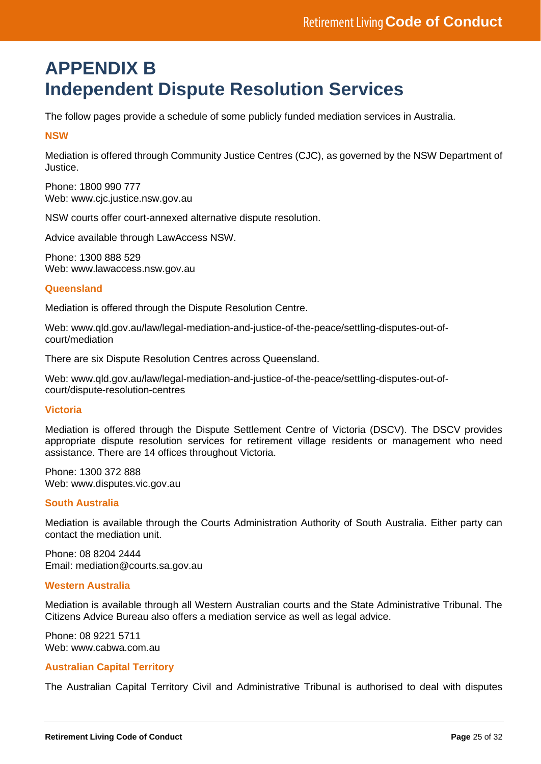# APPENDIX B
# Independent Dispute Resolution Services

The follow pages provide a schedule of some publicly funded mediation services in Australia.

### NSW

Mediation is offered through Community Justice Centres (CJC), as governed by the NSW Department of Justice.

Phone: 1800 990 777
Web: www.cjc.justice.nsw.gov.au

NSW courts offer court-annexed alternative dispute resolution.

Advice available through LawAccess NSW.

Phone: 1300 888 529
Web: www.lawaccess.nsw.gov.au

### Queensland

Mediation is offered through the Dispute Resolution Centre.

Web: www.qld.gov.au/law/legal-mediation-and-justice-of-the-peace/settling-disputes-out-of-court/mediation

There are six Dispute Resolution Centres across Queensland.

Web: www.qld.gov.au/law/legal-mediation-and-justice-of-the-peace/settling-disputes-out-of-court/dispute-resolution-centres

### Victoria

Mediation is offered through the Dispute Settlement Centre of Victoria (DSCV). The DSCV provides appropriate dispute resolution services for retirement village residents or management who need assistance. There are 14 offices throughout Victoria.

Phone: 1300 372 888
Web: www.disputes.vic.gov.au

### South Australia

Mediation is available through the Courts Administration Authority of South Australia. Either party can contact the mediation unit.

Phone: 08 8204 2444
Email: mediation@courts.sa.gov.au

### Western Australia

Mediation is available through all Western Australian courts and the State Administrative Tribunal. The Citizens Advice Bureau also offers a mediation service as well as legal advice.

Phone: 08 9221 5711
Web: www.cabwa.com.au

### Australian Capital Territory

The Australian Capital Territory Civil and Administrative Tribunal is authorised to deal with disputes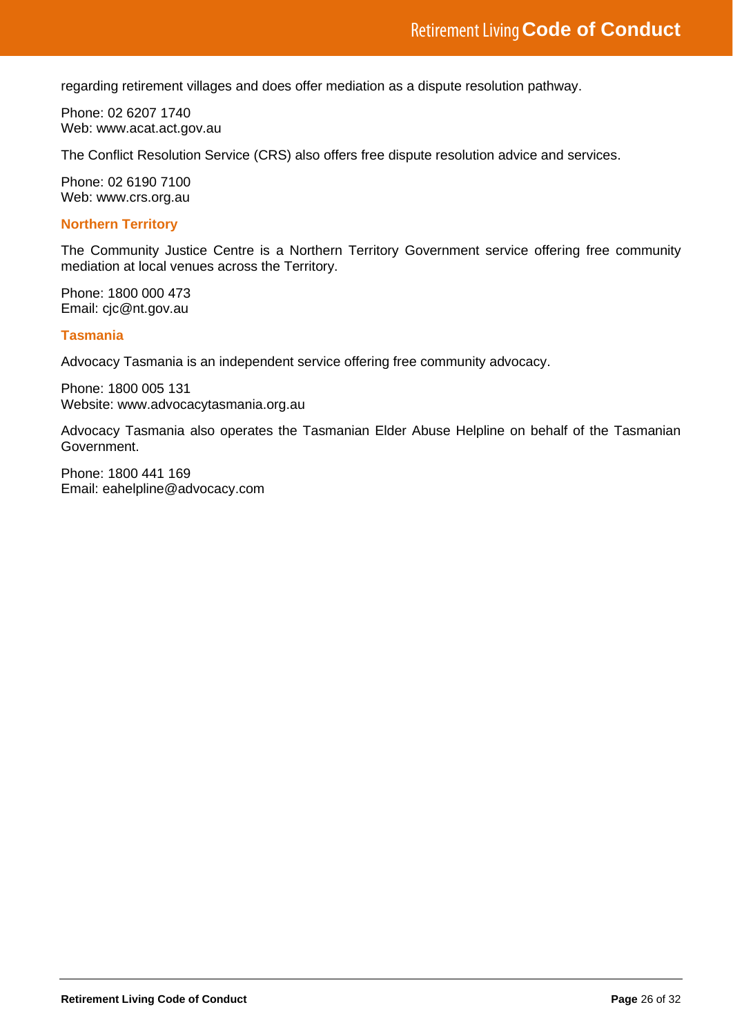regarding retirement villages and does offer mediation as a dispute resolution pathway.

Phone: 02 6207 1740
Web: www.acat.act.gov.au

The Conflict Resolution Service (CRS) also offers free dispute resolution advice and services.

Phone: 02 6190 7100
Web: www.crs.org.au

### Northern Territory

The Community Justice Centre is a Northern Territory Government service offering free community mediation at local venues across the Territory.

Phone: 1800 000 473
Email: cjc@nt.gov.au

### Tasmania

Advocacy Tasmania is an independent service offering free community advocacy.

Phone: 1800 005 131
Website: www.advocacytasmania.org.au

Advocacy Tasmania also operates the Tasmanian Elder Abuse Helpline on behalf of the Tasmanian Government.

Phone: 1800 441 169
Email: eahelpline@advocacy.com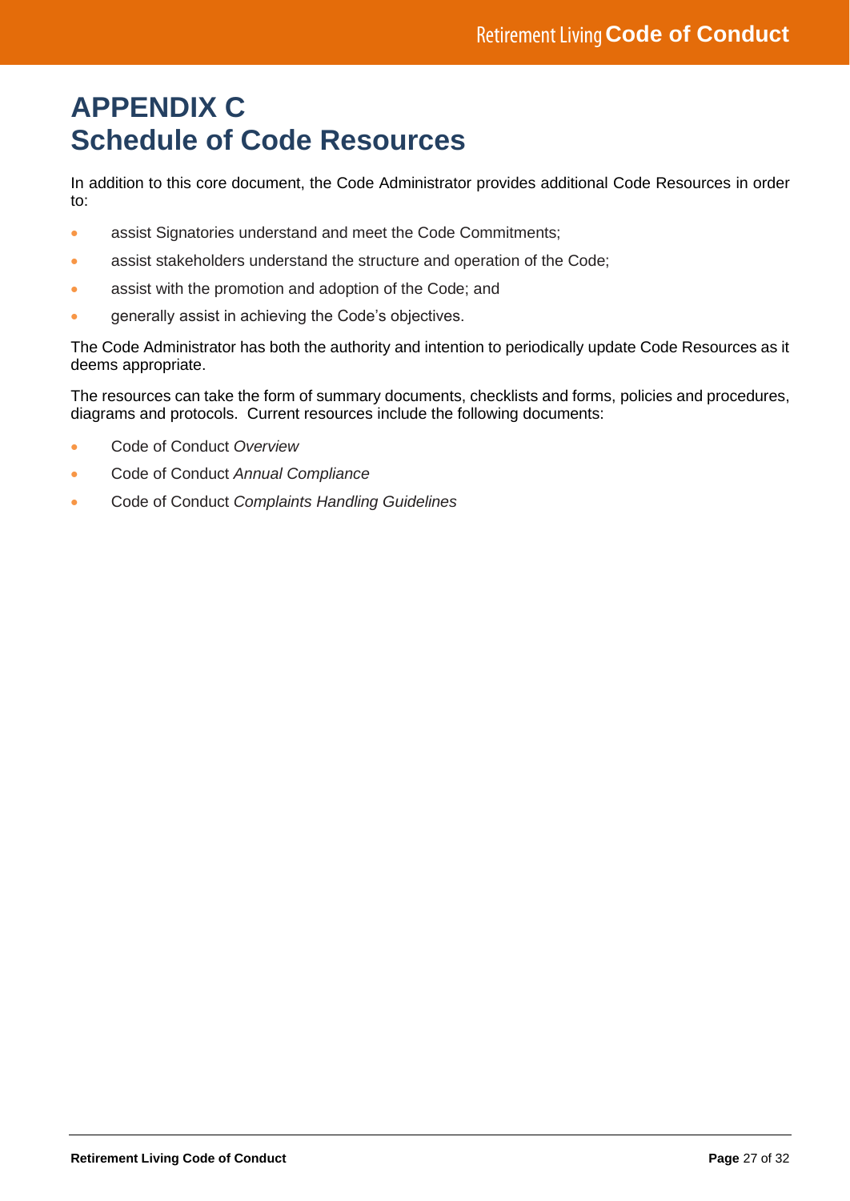# APPENDIX C
# Schedule of Code Resources

In addition to this core document, the Code Administrator provides additional Code Resources in order to:

- assist Signatories understand and meet the Code Commitments;
- assist stakeholders understand the structure and operation of the Code;
- assist with the promotion and adoption of the Code; and
- generally assist in achieving the Code's objectives.

The Code Administrator has both the authority and intention to periodically update Code Resources as it deems appropriate.

The resources can take the form of summary documents, checklists and forms, policies and procedures, diagrams and protocols. Current resources include the following documents:

- Code of Conduct *Overview*
- Code of Conduct *Annual Compliance*
- Code of Conduct *Complaints Handling Guidelines*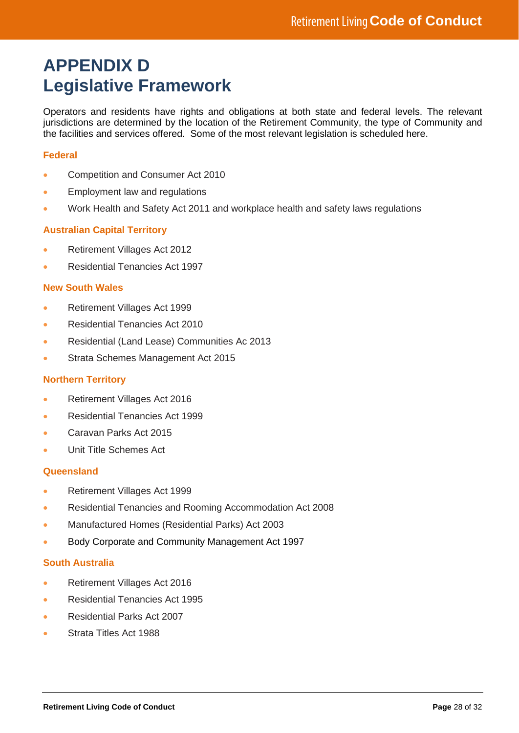# APPENDIX D
# Legislative Framework

Operators and residents have rights and obligations at both state and federal levels. The relevant jurisdictions are determined by the location of the Retirement Community, the type of Community and the facilities and services offered. Some of the most relevant legislation is scheduled here.

### Federal

- Competition and Consumer Act 2010
- Employment law and regulations
- Work Health and Safety Act 2011 and workplace health and safety laws regulations

### Australian Capital Territory

- Retirement Villages Act 2012
- Residential Tenancies Act 1997

### New South Wales

- Retirement Villages Act 1999
- Residential Tenancies Act 2010
- Residential (Land Lease) Communities Ac 2013
- Strata Schemes Management Act 2015

### Northern Territory

- Retirement Villages Act 2016
- Residential Tenancies Act 1999
- Caravan Parks Act 2015
- Unit Title Schemes Act

### Queensland

- Retirement Villages Act 1999
- Residential Tenancies and Rooming Accommodation Act 2008
- Manufactured Homes (Residential Parks) Act 2003
- Body Corporate and Community Management Act 1997

### South Australia

- Retirement Villages Act 2016
- Residential Tenancies Act 1995
- Residential Parks Act 2007
- Strata Titles Act 1988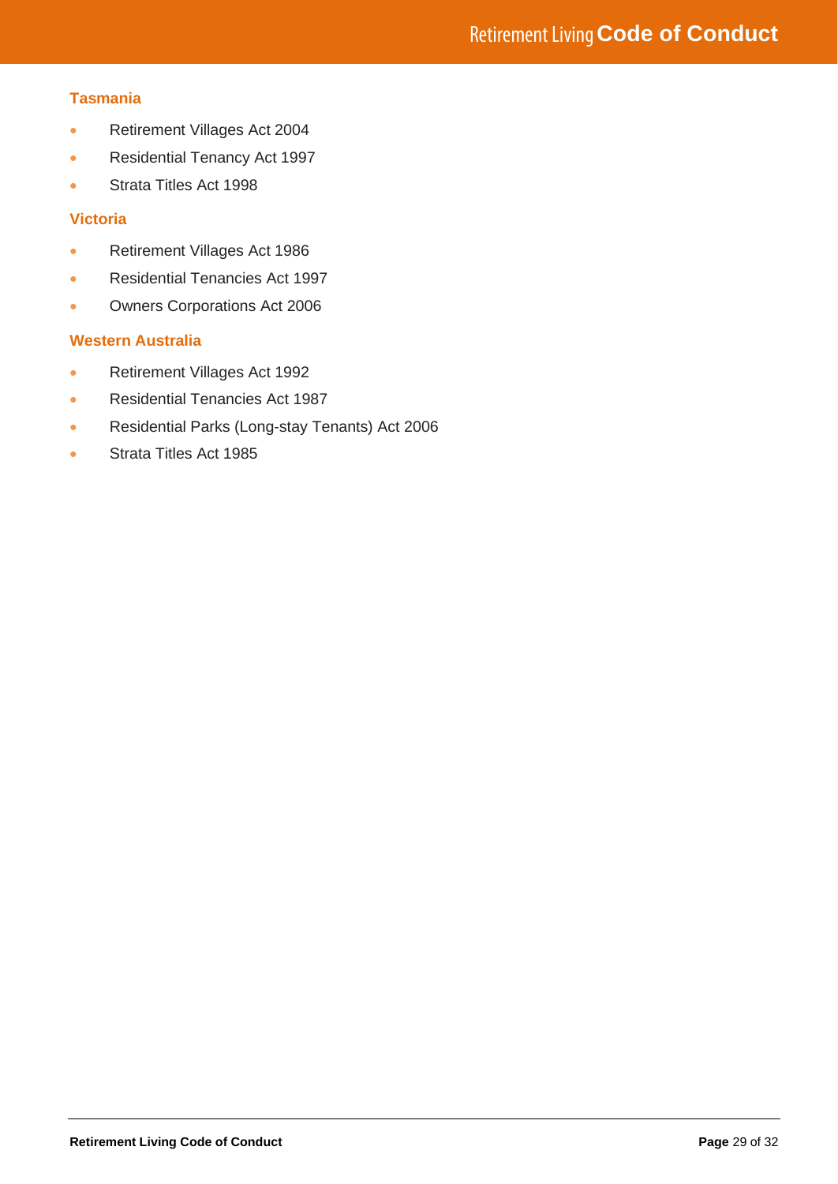### Tasmania

- Retirement Villages Act 2004
- Residential Tenancy Act 1997
- Strata Titles Act 1998

### Victoria

- Retirement Villages Act 1986
- Residential Tenancies Act 1997
- Owners Corporations Act 2006

### Western Australia

- Retirement Villages Act 1992
- Residential Tenancies Act 1987
- Residential Parks (Long-stay Tenants) Act 2006
- Strata Titles Act 1985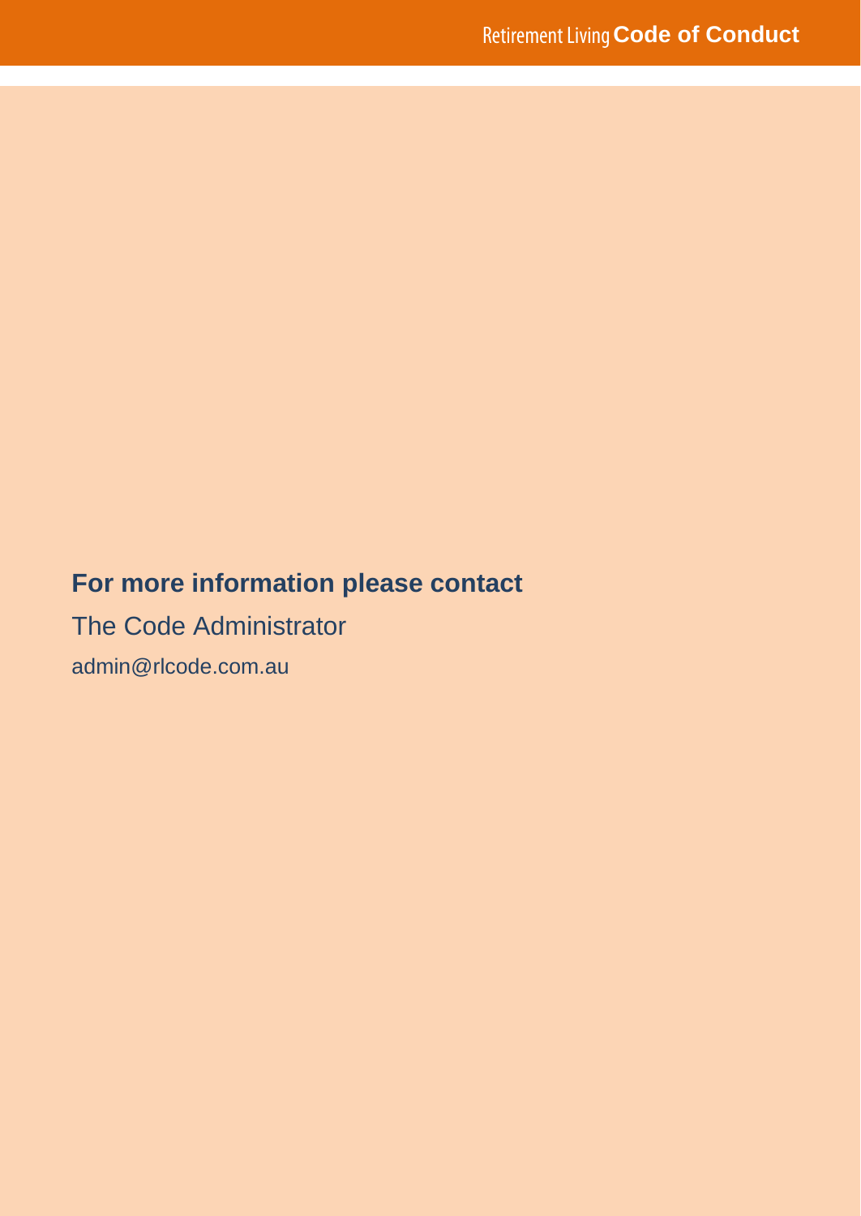**For more information please contact**

The Code Administrator

admin@rlcode.com.au